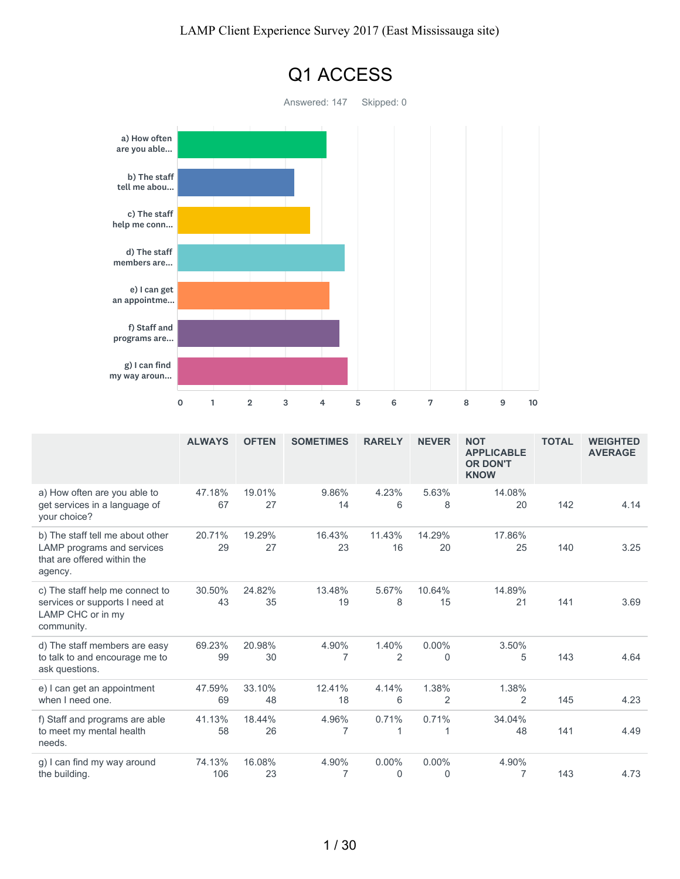LAMP Client Experience Survey 2017 (East Mississauga site)

# Q1 ACCESS

Answered: 147 Skipped: 0

| | ALWAYS | OFTEN | SOMETIMES | RARELY | NEVER | NOT APPLICABLE OR DON'T KNOW | TOTAL | WEIGHTED AVERAGE |
|---|---|---|---|---|---|---|---|---|
| a) How often are you able to get services in a language of your choice? | 47.18% 67 | 19.01% 27 | 9.86% 14 | 4.23% 6 | 5.63% 8 | 14.08% 20 | 142 | 4.14 |
| b) The staff tell me about other LAMP programs and services that are offered within the agency. | 20.71% 29 | 19.29% 27 | 16.43% 23 | 11.43% 16 | 14.29% 20 | 17.86% 25 | 140 | 3.25 |
| c) The staff help me connect to services or supports I need at LAMP CHC or in my community. | 30.50% 43 | 24.82% 35 | 13.48% 19 | 5.67% 8 | 10.64% 15 | 14.89% 21 | 141 | 3.69 |
| d) The staff members are easy to talk to and encourage me to ask questions. | 69.23% 99 | 20.98% 30 | 4.90% 7 | 1.40% 2 | 0.00% 0 | 3.50% 5 | 143 | 4.64 |
| e) I can get an appointment when I need one. | 47.59% 69 | 33.10% 48 | 12.41% 18 | 4.14% 6 | 1.38% 2 | 1.38% 2 | 145 | 4.23 |
| f) Staff and programs are able to meet my mental health needs. | 41.13% 58 | 18.44% 26 | 4.96% 7 | 0.71% 1 | 0.71% 1 | 34.04% 48 | 141 | 4.49 |
| g) I can find my way around the building. | 74.13% 106 | 16.08% 23 | 4.90% 7 | 0.00% 0 | 0.00% 0 | 4.90% 7 | 143 | 4.73 |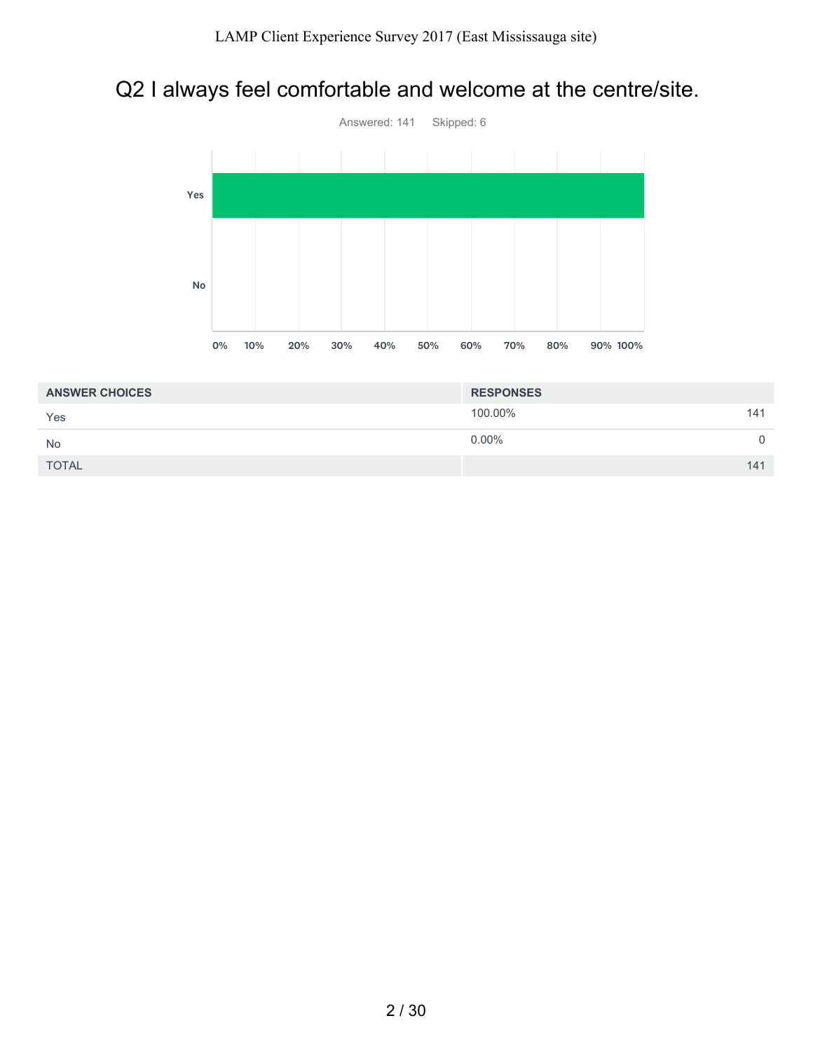# Q2 I always feel comfortable and welcome at the centre/site.

Answered: 141    Skipped: 6

| ANSWER CHOICES | RESPONSES | |
|---|---|---|
| Yes | 100.00% | 141 |
| No | 0.00% | 0 |
| TOTAL | | 141 |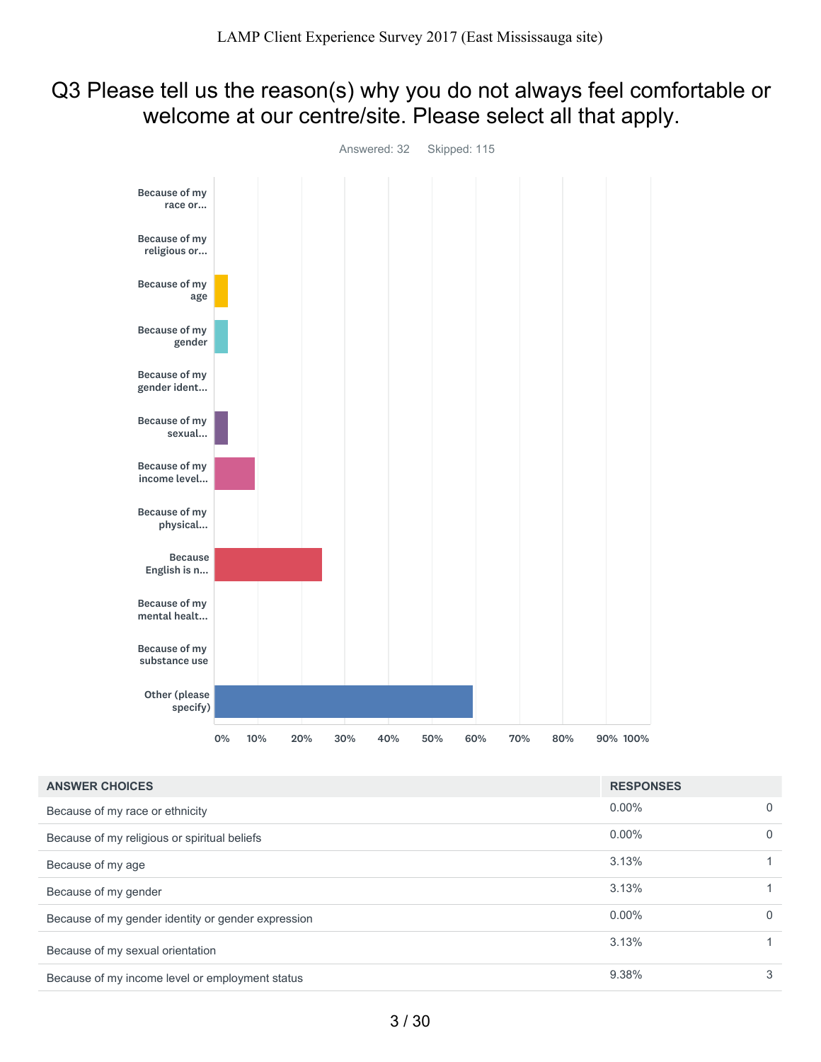## Q3 Please tell us the reason(s) why you do not always feel comfortable or welcome at our centre/site. Please select all that apply.

Answered: 32    Skipped: 115

| ANSWER CHOICES | RESPONSES | |
|---|---|---|
| Because of my race or ethnicity | 0.00% | 0 |
| Because of my religious or spiritual beliefs | 0.00% | 0 |
| Because of my age | 3.13% | 1 |
| Because of my gender | 3.13% | 1 |
| Because of my gender identity or gender expression | 0.00% | 0 |
| Because of my sexual orientation | 3.13% | 1 |
| Because of my income level or employment status | 9.38% | 3 |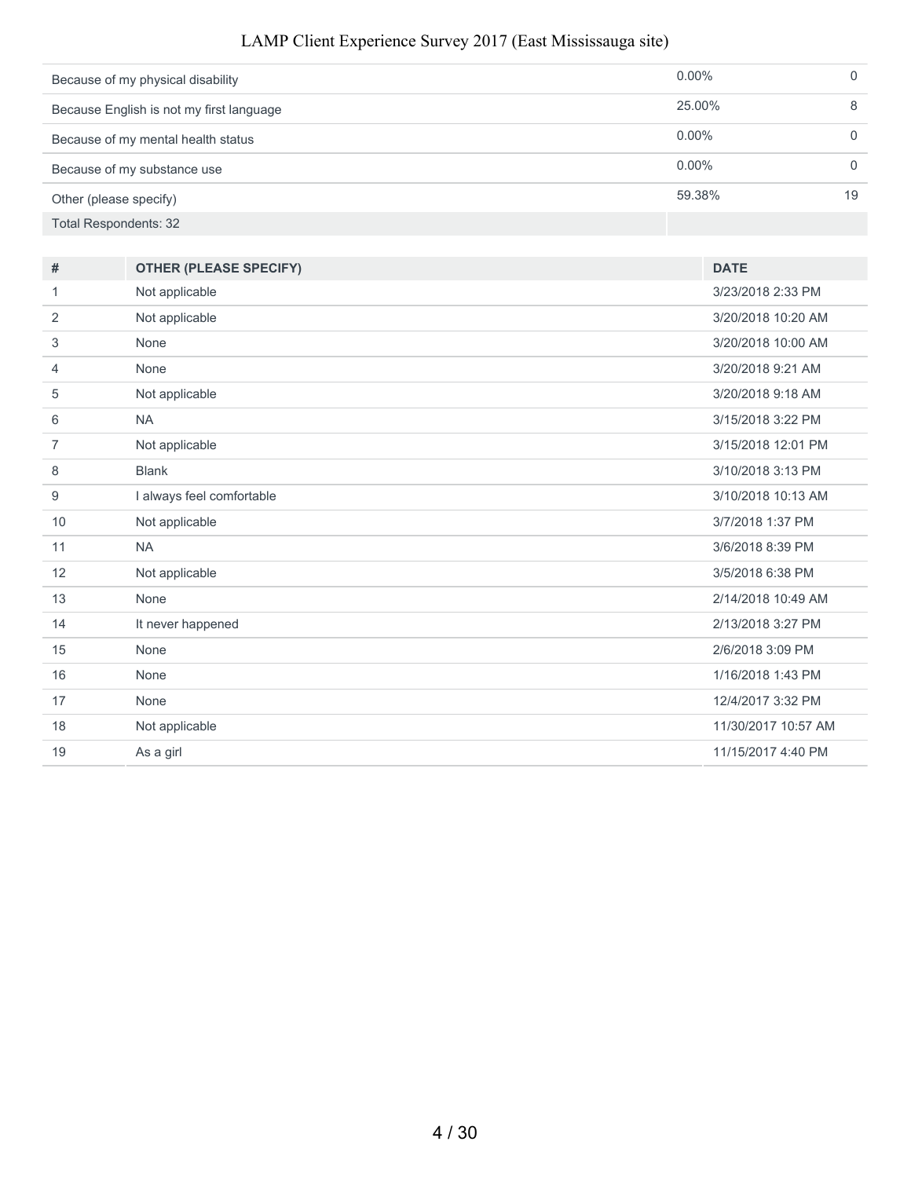| | | |
|---|---|---|
| Because of my physical disability | 0.00% | 0 |
| Because English is not my first language | 25.00% | 8 |
| Because of my mental health status | 0.00% | 0 |
| Because of my substance use | 0.00% | 0 |
| Other (please specify) | 59.38% | 19 |
| Total Respondents: 32 | | |

| # | OTHER (PLEASE SPECIFY) | DATE |
|---|---|---|
| 1 | Not applicable | 3/23/2018 2:33 PM |
| 2 | Not applicable | 3/20/2018 10:20 AM |
| 3 | None | 3/20/2018 10:00 AM |
| 4 | None | 3/20/2018 9:21 AM |
| 5 | Not applicable | 3/20/2018 9:18 AM |
| 6 | NA | 3/15/2018 3:22 PM |
| 7 | Not applicable | 3/15/2018 12:01 PM |
| 8 | Blank | 3/10/2018 3:13 PM |
| 9 | I always feel comfortable | 3/10/2018 10:13 AM |
| 10 | Not applicable | 3/7/2018 1:37 PM |
| 11 | NA | 3/6/2018 8:39 PM |
| 12 | Not applicable | 3/5/2018 6:38 PM |
| 13 | None | 2/14/2018 10:49 AM |
| 14 | It never happened | 2/13/2018 3:27 PM |
| 15 | None | 2/6/2018 3:09 PM |
| 16 | None | 1/16/2018 1:43 PM |
| 17 | None | 12/4/2017 3:32 PM |
| 18 | Not applicable | 11/30/2017 10:57 AM |
| 19 | As a girl | 11/15/2017 4:40 PM |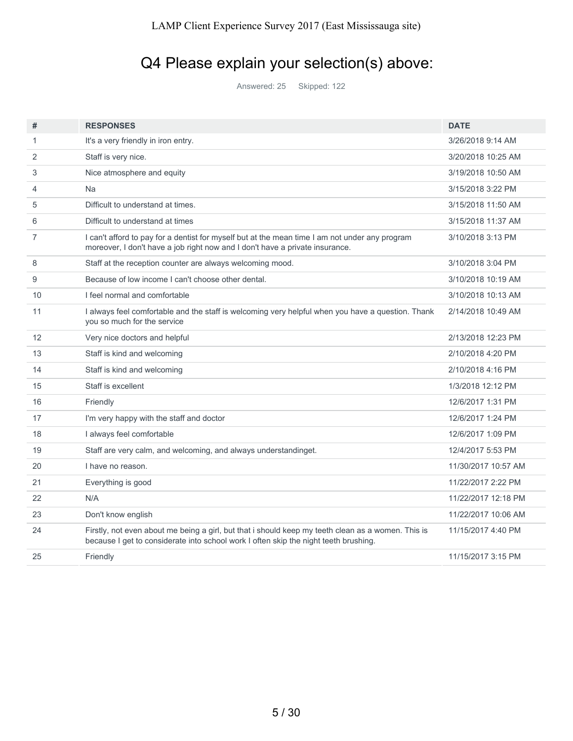# Q4 Please explain your selection(s) above:

Answered: 25 Skipped: 122

| # | RESPONSES | DATE |
|---|---|---|
| 1 | It's a very friendly in iron entry. | 3/26/2018 9:14 AM |
| 2 | Staff is very nice. | 3/20/2018 10:25 AM |
| 3 | Nice atmosphere and equity | 3/19/2018 10:50 AM |
| 4 | Na | 3/15/2018 3:22 PM |
| 5 | Difficult to understand at times. | 3/15/2018 11:50 AM |
| 6 | Difficult to understand at times | 3/15/2018 11:37 AM |
| 7 | I can't afford to pay for a dentist for myself but at the mean time I am not under any program moreover, I don't have a job right now and I don't have a private insurance. | 3/10/2018 3:13 PM |
| 8 | Staff at the reception counter are always welcoming mood. | 3/10/2018 3:04 PM |
| 9 | Because of low income I can't choose other dental. | 3/10/2018 10:19 AM |
| 10 | I feel normal and comfortable | 3/10/2018 10:13 AM |
| 11 | I always feel comfortable and the staff is welcoming very helpful when you have a question. Thank you so much for the service | 2/14/2018 10:49 AM |
| 12 | Very nice doctors and helpful | 2/13/2018 12:23 PM |
| 13 | Staff is kind and welcoming | 2/10/2018 4:20 PM |
| 14 | Staff is kind and welcoming | 2/10/2018 4:16 PM |
| 15 | Staff is excellent | 1/3/2018 12:12 PM |
| 16 | Friendly | 12/6/2017 1:31 PM |
| 17 | I'm very happy with the staff and doctor | 12/6/2017 1:24 PM |
| 18 | I always feel comfortable | 12/6/2017 1:09 PM |
| 19 | Staff are very calm, and welcoming, and always understandinget. | 12/4/2017 5:53 PM |
| 20 | I have no reason. | 11/30/2017 10:57 AM |
| 21 | Everything is good | 11/22/2017 2:22 PM |
| 22 | N/A | 11/22/2017 12:18 PM |
| 23 | Don't know english | 11/22/2017 10:06 AM |
| 24 | Firstly, not even about me being a girl, but that i should keep my teeth clean as a women. This is because I get to considerate into school work I often skip the night teeth brushing. | 11/15/2017 4:40 PM |
| 25 | Friendly | 11/15/2017 3:15 PM |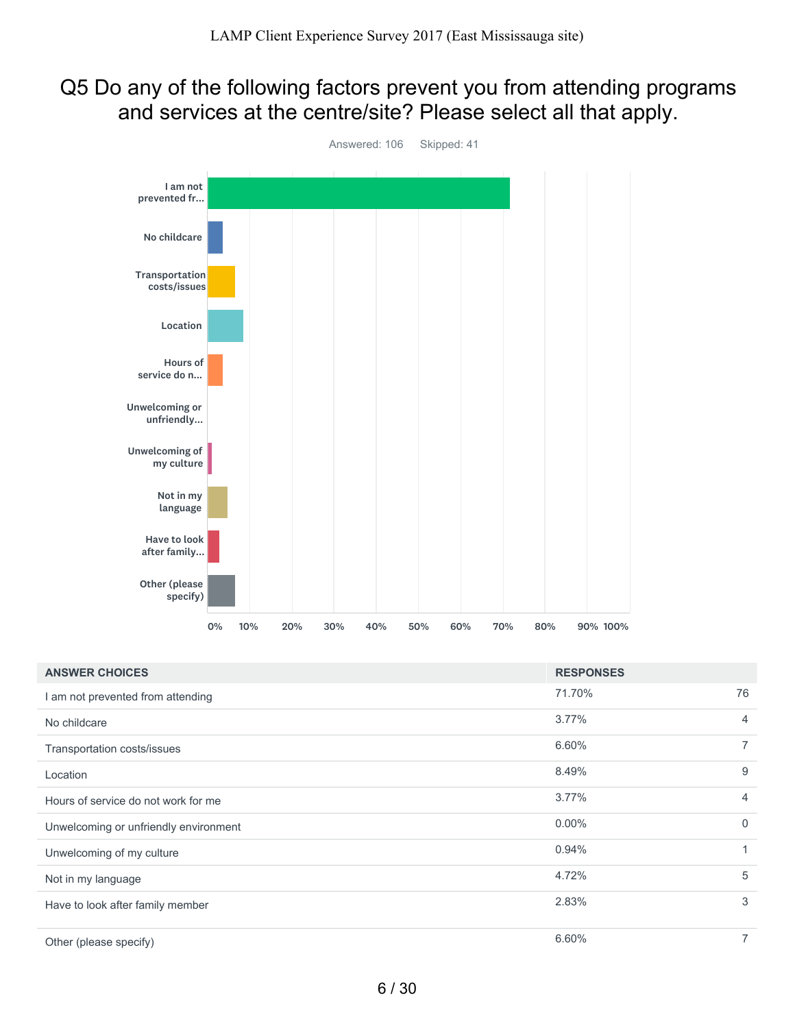# Q5 Do any of the following factors prevent you from attending programs and services at the centre/site? Please select all that apply.

Answered: 106 Skipped: 41

| ANSWER CHOICES | RESPONSES | |
|---|---|---|
| I am not prevented from attending | 71.70% | 76 |
| No childcare | 3.77% | 4 |
| Transportation costs/issues | 6.60% | 7 |
| Location | 8.49% | 9 |
| Hours of service do not work for me | 3.77% | 4 |
| Unwelcoming or unfriendly environment | 0.00% | 0 |
| Unwelcoming of my culture | 0.94% | 1 |
| Not in my language | 4.72% | 5 |
| Have to look after family member | 2.83% | 3 |
| Other (please specify) | 6.60% | 7 |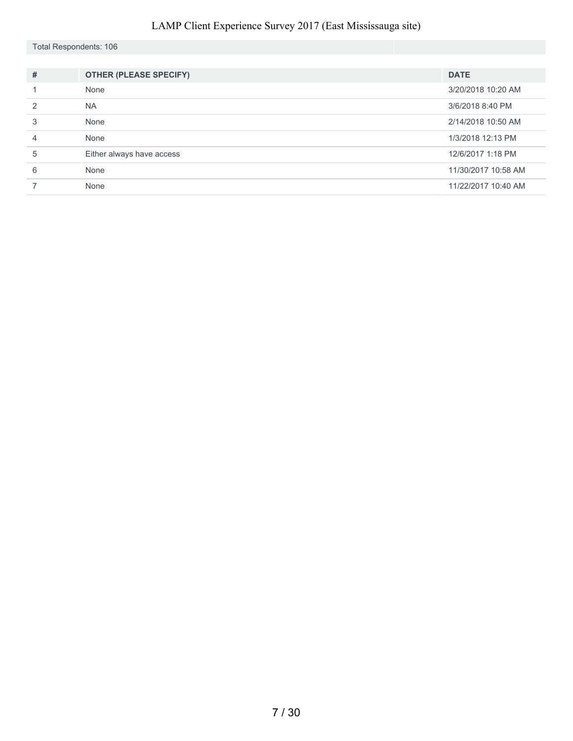Total Respondents: 106

| # | OTHER (PLEASE SPECIFY) | DATE |
|---|---|---|
| 1 | None | 3/20/2018 10:20 AM |
| 2 | NA | 3/6/2018 8:40 PM |
| 3 | None | 2/14/2018 10:50 AM |
| 4 | None | 1/3/2018 12:13 PM |
| 5 | Either always have access | 12/6/2017 1:18 PM |
| 6 | None | 11/30/2017 10:58 AM |
| 7 | None | 11/22/2017 10:40 AM |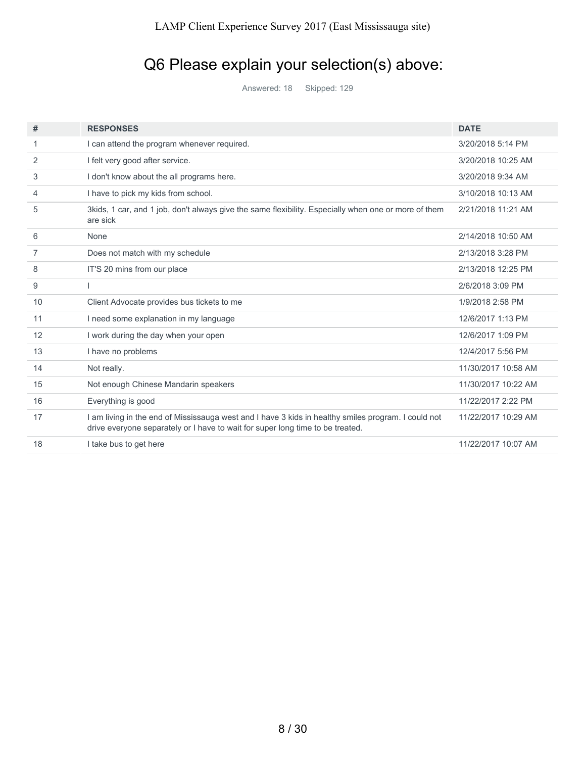# Q6 Please explain your selection(s) above:

Answered: 18 Skipped: 129

| # | RESPONSES | DATE |
|---|---|---|
| 1 | I can attend the program whenever required. | 3/20/2018 5:14 PM |
| 2 | I felt very good after service. | 3/20/2018 10:25 AM |
| 3 | I don't know about the all programs here. | 3/20/2018 9:34 AM |
| 4 | I have to pick my kids from school. | 3/10/2018 10:13 AM |
| 5 | 3kids, 1 car, and 1 job, don't always give the same flexibility. Especially when one or more of them are sick | 2/21/2018 11:21 AM |
| 6 | None | 2/14/2018 10:50 AM |
| 7 | Does not match with my schedule | 2/13/2018 3:28 PM |
| 8 | IT'S 20 mins from our place | 2/13/2018 12:25 PM |
| 9 | I | 2/6/2018 3:09 PM |
| 10 | Client Advocate provides bus tickets to me | 1/9/2018 2:58 PM |
| 11 | I need some explanation in my language | 12/6/2017 1:13 PM |
| 12 | I work during the day when your open | 12/6/2017 1:09 PM |
| 13 | I have no problems | 12/4/2017 5:56 PM |
| 14 | Not really. | 11/30/2017 10:58 AM |
| 15 | Not enough Chinese Mandarin speakers | 11/30/2017 10:22 AM |
| 16 | Everything is good | 11/22/2017 2:22 PM |
| 17 | I am living in the end of Mississauga west and I have 3 kids in healthy smiles program. I could not drive everyone separately or I have to wait for super long time to be treated. | 11/22/2017 10:29 AM |
| 18 | I take bus to get here | 11/22/2017 10:07 AM |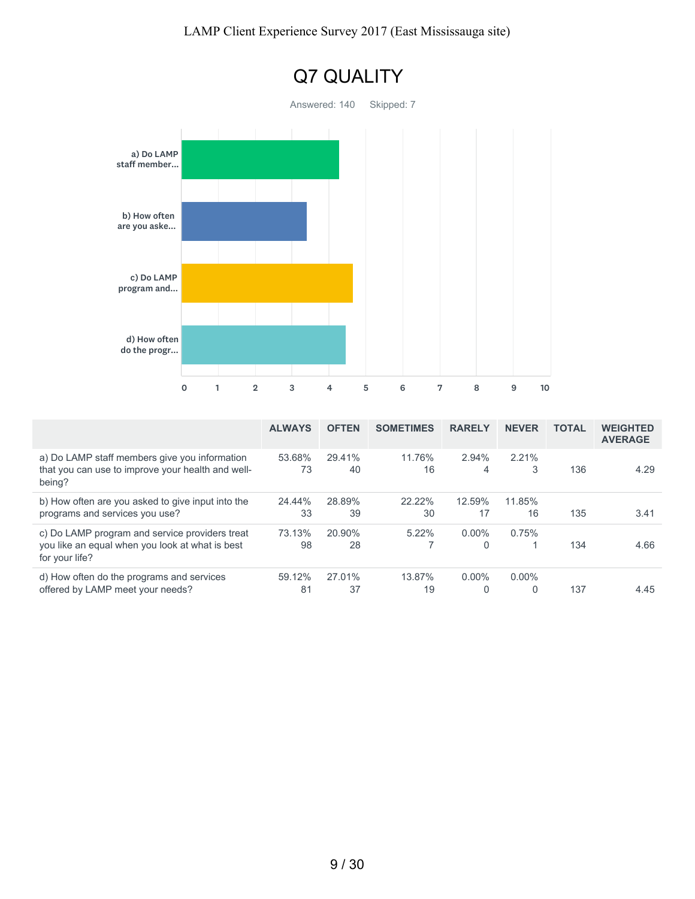# Q7 QUALITY

Answered: 140    Skipped: 7

| | ALWAYS | OFTEN | SOMETIMES | RARELY | NEVER | TOTAL | WEIGHTED AVERAGE |
|---|---|---|---|---|---|---|---|
| a) Do LAMP staff members give you information that you can use to improve your health and well-being? | 53.68% 73 | 29.41% 40 | 11.76% 16 | 2.94% 4 | 2.21% 3 | 136 | 4.29 |
| b) How often are you asked to give input into the programs and services you use? | 24.44% 33 | 28.89% 39 | 22.22% 30 | 12.59% 17 | 11.85% 16 | 135 | 3.41 |
| c) Do LAMP program and service providers treat you like an equal when you look at what is best for your life? | 73.13% 98 | 20.90% 28 | 5.22% 7 | 0.00% 0 | 0.75% 1 | 134 | 4.66 |
| d) How often do the programs and services offered by LAMP meet your needs? | 59.12% 81 | 27.01% 37 | 13.87% 19 | 0.00% 0 | 0.00% 0 | 137 | 4.45 |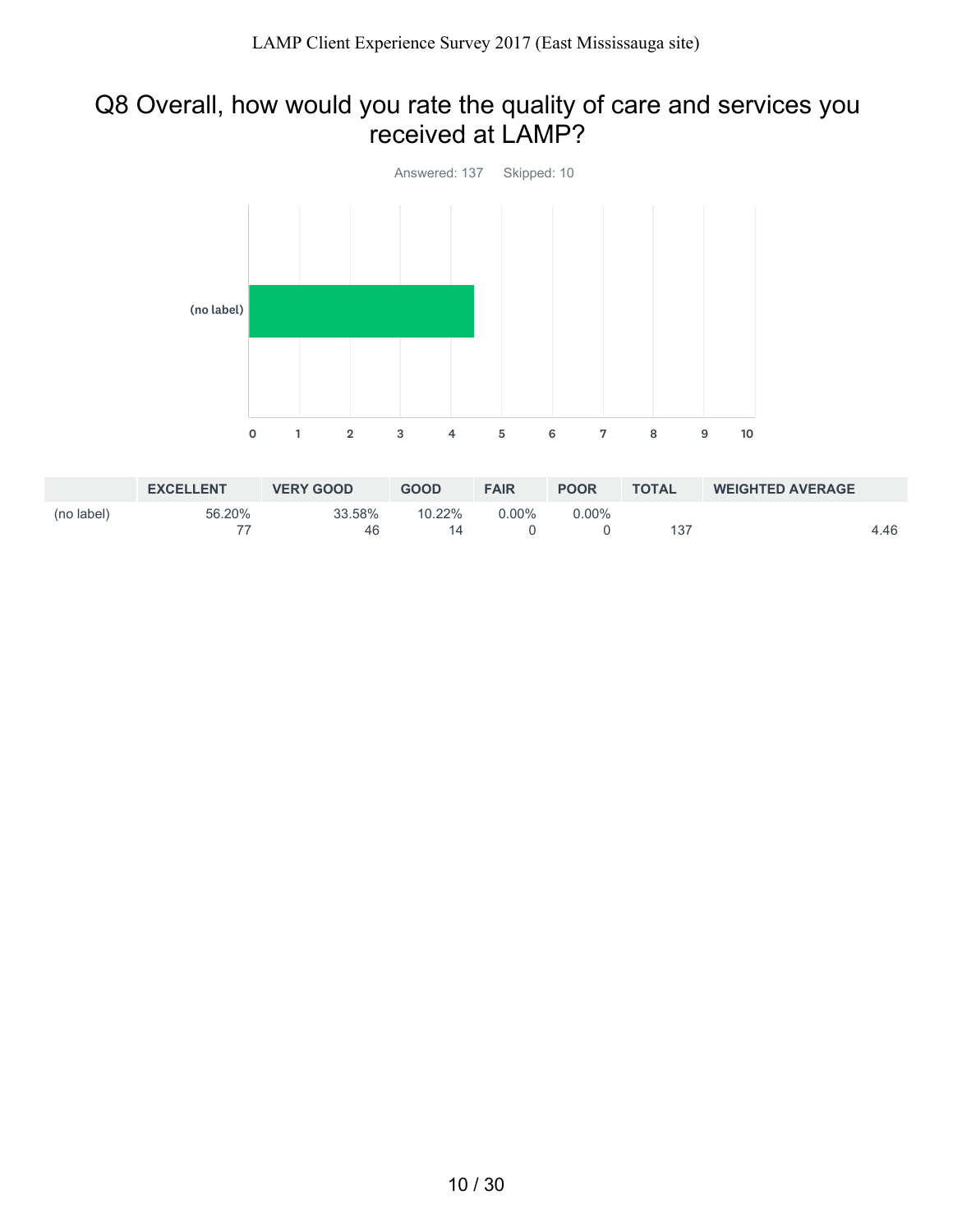## Q8 Overall, how would you rate the quality of care and services you received at LAMP?

Answered: 137 Skipped: 10

|  | EXCELLENT | VERY GOOD | GOOD | FAIR | POOR | TOTAL | WEIGHTED AVERAGE |
|---|---|---|---|---|---|---|---|
| (no label) | 56.20% 77 | 33.58% 46 | 10.22% 14 | 0.00% 0 | 0.00% 0 | 137 | 4.46 |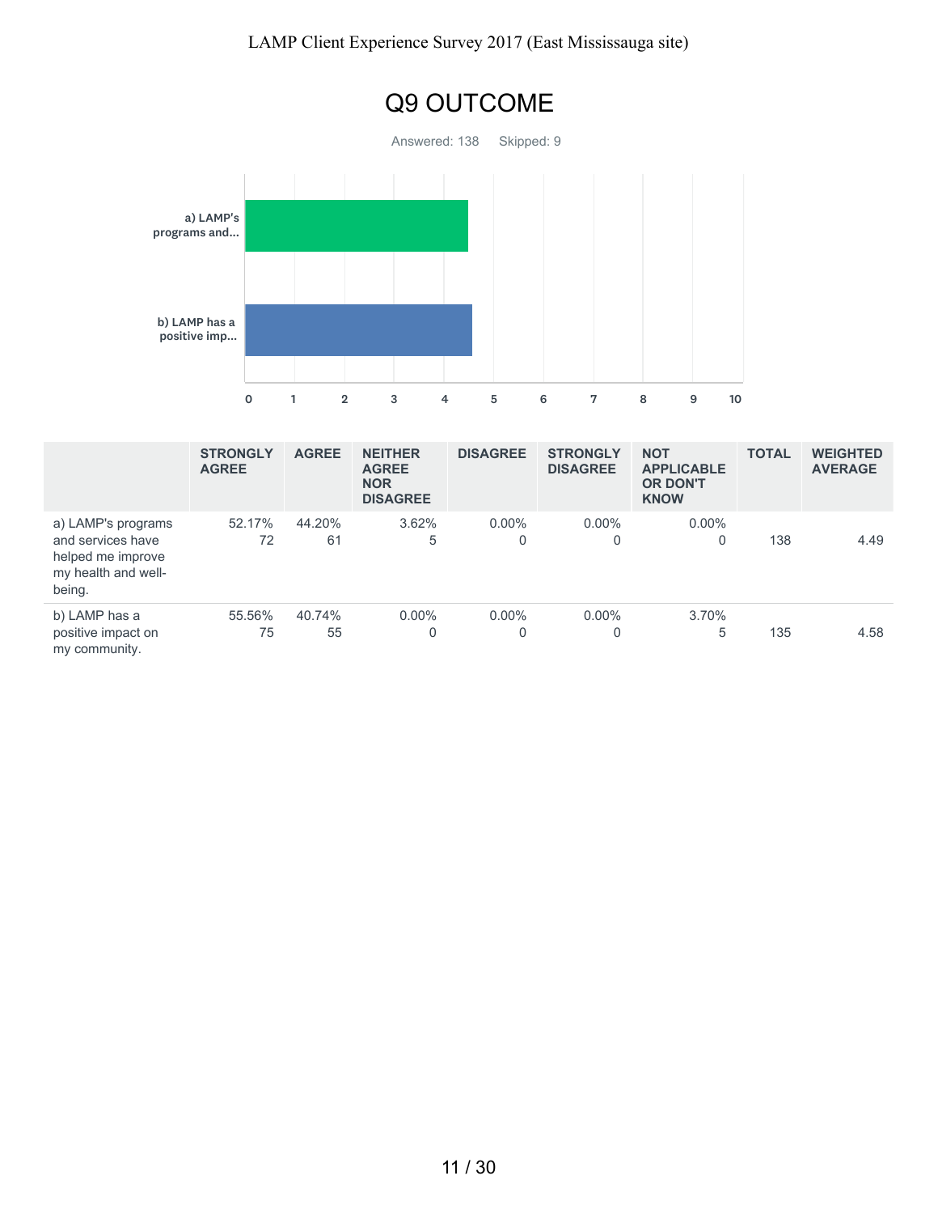# Q9 OUTCOME

Answered: 138    Skipped: 9

|  | STRONGLY AGREE | AGREE | NEITHER AGREE NOR DISAGREE | DISAGREE | STRONGLY DISAGREE | NOT APPLICABLE OR DON'T KNOW | TOTAL | WEIGHTED AVERAGE |
|---|---|---|---|---|---|---|---|---|
| a) LAMP's programs and services have helped me improve my health and well-being. | 52.17% 72 | 44.20% 61 | 3.62% 5 | 0.00% 0 | 0.00% 0 | 0.00% 0 | 138 | 4.49 |
| b) LAMP has a positive impact on my community. | 55.56% 75 | 40.74% 55 | 0.00% 0 | 0.00% 0 | 0.00% 0 | 3.70% 5 | 135 | 4.58 |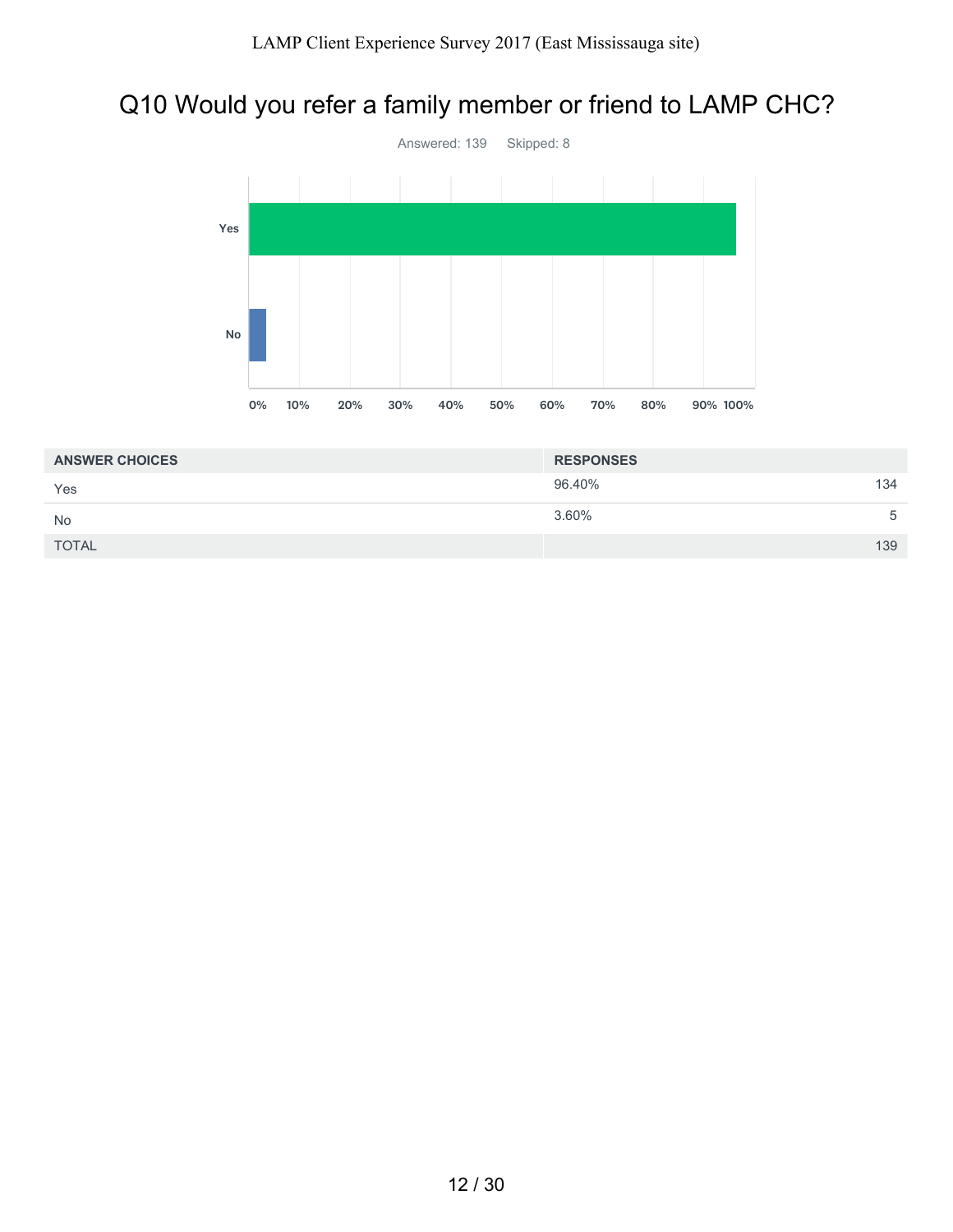# Q10 Would you refer a family member or friend to LAMP CHC?

Answered: 139 Skipped: 8

| ANSWER CHOICES | RESPONSES | |
|---|---|---|
| Yes | 96.40% | 134 |
| No | 3.60% | 5 |
| TOTAL | | 139 |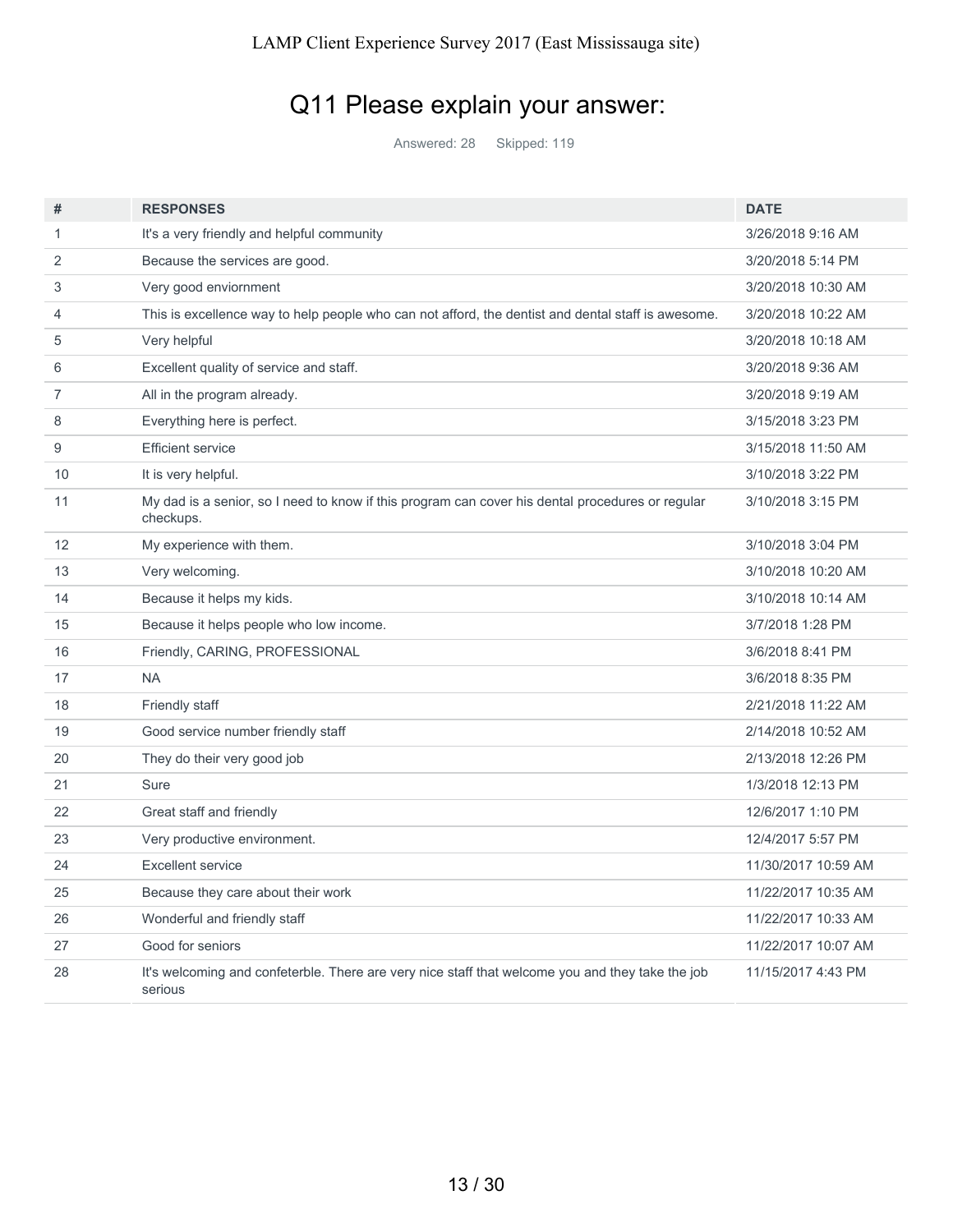# Q11 Please explain your answer:

Answered: 28 Skipped: 119

| # | RESPONSES | DATE |
|---|---|---|
| 1 | It's a very friendly and helpful community | 3/26/2018 9:16 AM |
| 2 | Because the services are good. | 3/20/2018 5:14 PM |
| 3 | Very good enviornment | 3/20/2018 10:30 AM |
| 4 | This is excellence way to help people who can not afford, the dentist and dental staff is awesome. | 3/20/2018 10:22 AM |
| 5 | Very helpful | 3/20/2018 10:18 AM |
| 6 | Excellent quality of service and staff. | 3/20/2018 9:36 AM |
| 7 | All in the program already. | 3/20/2018 9:19 AM |
| 8 | Everything here is perfect. | 3/15/2018 3:23 PM |
| 9 | Efficient service | 3/15/2018 11:50 AM |
| 10 | It is very helpful. | 3/10/2018 3:22 PM |
| 11 | My dad is a senior, so I need to know if this program can cover his dental procedures or regular checkups. | 3/10/2018 3:15 PM |
| 12 | My experience with them. | 3/10/2018 3:04 PM |
| 13 | Very welcoming. | 3/10/2018 10:20 AM |
| 14 | Because it helps my kids. | 3/10/2018 10:14 AM |
| 15 | Because it helps people who low income. | 3/7/2018 1:28 PM |
| 16 | Friendly, CARING, PROFESSIONAL | 3/6/2018 8:41 PM |
| 17 | NA | 3/6/2018 8:35 PM |
| 18 | Friendly staff | 2/21/2018 11:22 AM |
| 19 | Good service number friendly staff | 2/14/2018 10:52 AM |
| 20 | They do their very good job | 2/13/2018 12:26 PM |
| 21 | Sure | 1/3/2018 12:13 PM |
| 22 | Great staff and friendly | 12/6/2017 1:10 PM |
| 23 | Very productive environment. | 12/4/2017 5:57 PM |
| 24 | Excellent service | 11/30/2017 10:59 AM |
| 25 | Because they care about their work | 11/22/2017 10:35 AM |
| 26 | Wonderful and friendly staff | 11/22/2017 10:33 AM |
| 27 | Good for seniors | 11/22/2017 10:07 AM |
| 28 | It's welcoming and confeterble. There are very nice staff that welcome you and they take the job serious | 11/15/2017 4:43 PM |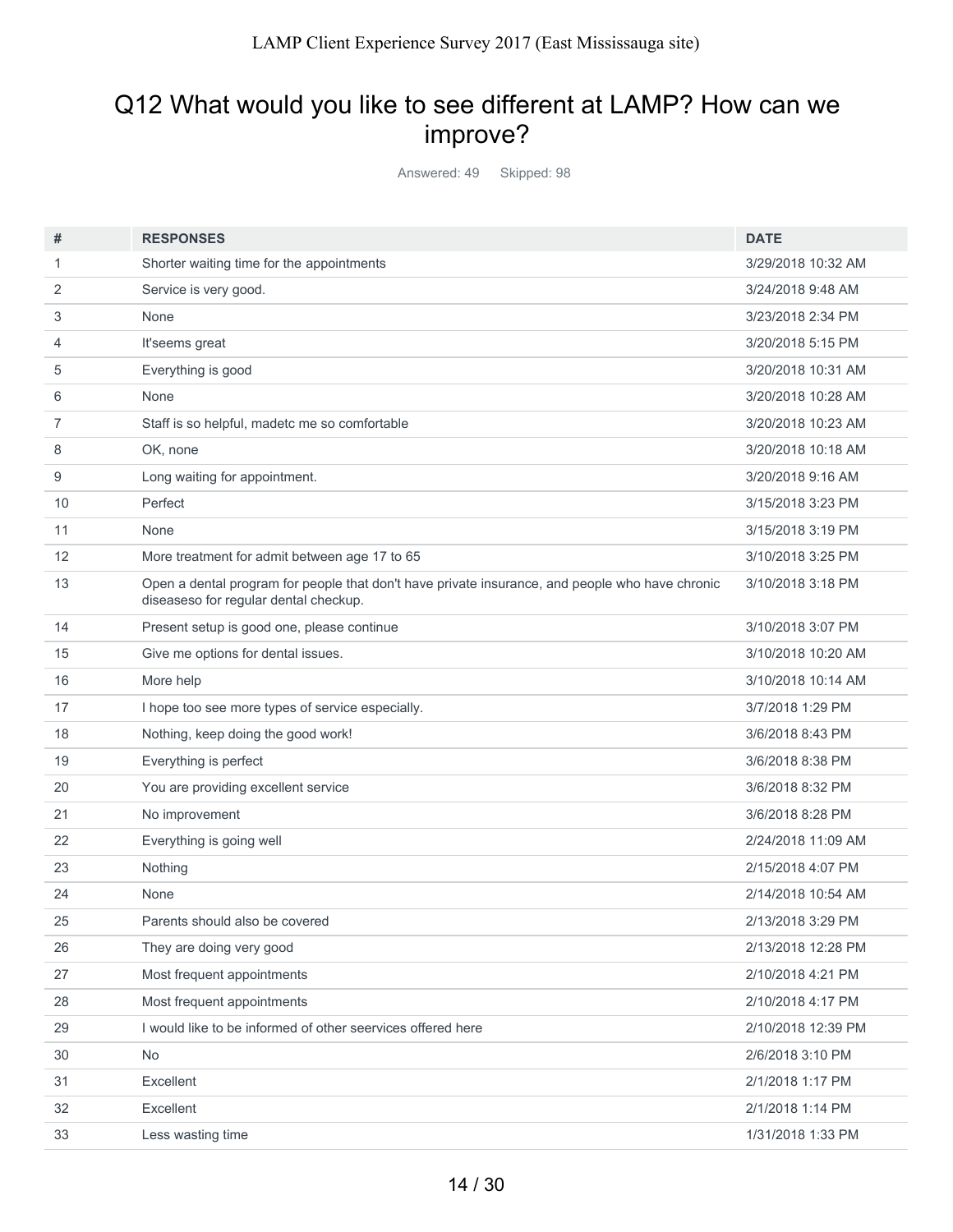## Q12 What would you like to see different at LAMP? How can we improve?

Answered: 49 Skipped: 98

| # | RESPONSES | DATE |
|---|---|---|
| 1 | Shorter waiting time for the appointments | 3/29/2018 10:32 AM |
| 2 | Service is very good. | 3/24/2018 9:48 AM |
| 3 | None | 3/23/2018 2:34 PM |
| 4 | It'seems great | 3/20/2018 5:15 PM |
| 5 | Everything is good | 3/20/2018 10:31 AM |
| 6 | None | 3/20/2018 10:28 AM |
| 7 | Staff is so helpful, madetc me so comfortable | 3/20/2018 10:23 AM |
| 8 | OK, none | 3/20/2018 10:18 AM |
| 9 | Long waiting for appointment. | 3/20/2018 9:16 AM |
| 10 | Perfect | 3/15/2018 3:23 PM |
| 11 | None | 3/15/2018 3:19 PM |
| 12 | More treatment for admit between age 17 to 65 | 3/10/2018 3:25 PM |
| 13 | Open a dental program for people that don't have private insurance, and people who have chronic diseaseso for regular dental checkup. | 3/10/2018 3:18 PM |
| 14 | Present setup is good one, please continue | 3/10/2018 3:07 PM |
| 15 | Give me options for dental issues. | 3/10/2018 10:20 AM |
| 16 | More help | 3/10/2018 10:14 AM |
| 17 | I hope too see more types of service especially. | 3/7/2018 1:29 PM |
| 18 | Nothing, keep doing the good work! | 3/6/2018 8:43 PM |
| 19 | Everything is perfect | 3/6/2018 8:38 PM |
| 20 | You are providing excellent service | 3/6/2018 8:32 PM |
| 21 | No improvement | 3/6/2018 8:28 PM |
| 22 | Everything is going well | 2/24/2018 11:09 AM |
| 23 | Nothing | 2/15/2018 4:07 PM |
| 24 | None | 2/14/2018 10:54 AM |
| 25 | Parents should also be covered | 2/13/2018 3:29 PM |
| 26 | They are doing very good | 2/13/2018 12:28 PM |
| 27 | Most frequent appointments | 2/10/2018 4:21 PM |
| 28 | Most frequent appointments | 2/10/2018 4:17 PM |
| 29 | I would like to be informed of other seervices offered here | 2/10/2018 12:39 PM |
| 30 | No | 2/6/2018 3:10 PM |
| 31 | Excellent | 2/1/2018 1:17 PM |
| 32 | Excellent | 2/1/2018 1:14 PM |
| 33 | Less wasting time | 1/31/2018 1:33 PM |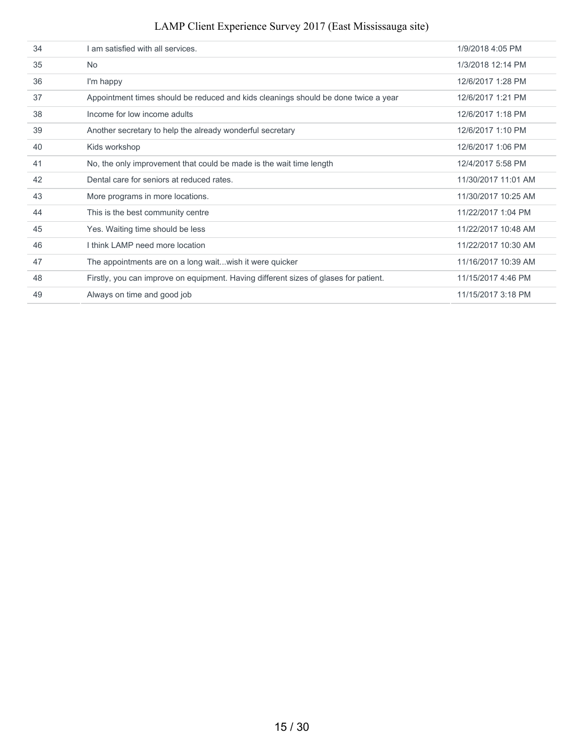| | | |
|---|---|---|
| 34 | I am satisfied with all services. | 1/9/2018 4:05 PM |
| 35 | No | 1/3/2018 12:14 PM |
| 36 | I'm happy | 12/6/2017 1:28 PM |
| 37 | Appointment times should be reduced and kids cleanings should be done twice a year | 12/6/2017 1:21 PM |
| 38 | Income for low income adults | 12/6/2017 1:18 PM |
| 39 | Another secretary to help the already wonderful secretary | 12/6/2017 1:10 PM |
| 40 | Kids workshop | 12/6/2017 1:06 PM |
| 41 | No, the only improvement that could be made is the wait time length | 12/4/2017 5:58 PM |
| 42 | Dental care for seniors at reduced rates. | 11/30/2017 11:01 AM |
| 43 | More programs in more locations. | 11/30/2017 10:25 AM |
| 44 | This is the best community centre | 11/22/2017 1:04 PM |
| 45 | Yes. Waiting time should be less | 11/22/2017 10:48 AM |
| 46 | I think LAMP need more location | 11/22/2017 10:30 AM |
| 47 | The appointments are on a long wait...wish it were quicker | 11/16/2017 10:39 AM |
| 48 | Firstly, you can improve on equipment. Having different sizes of glases for patient. | 11/15/2017 4:46 PM |
| 49 | Always on time and good job | 11/15/2017 3:18 PM |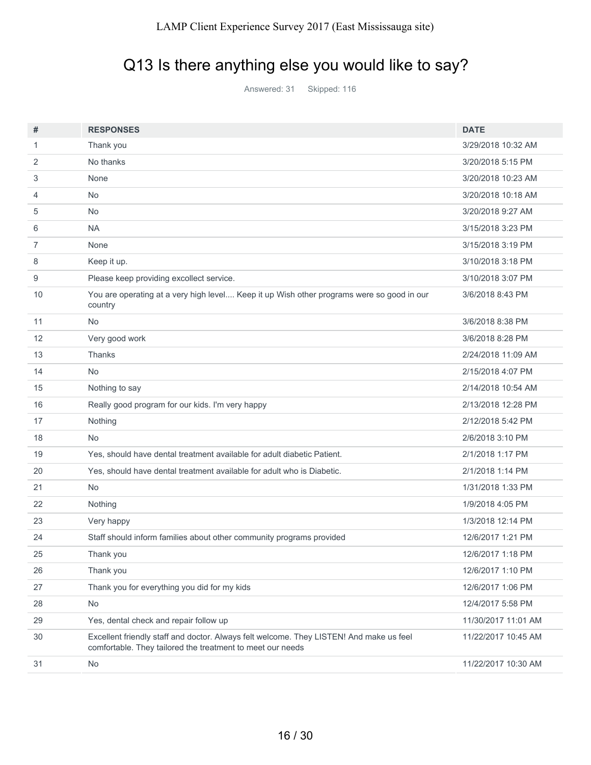# Q13 Is there anything else you would like to say?

Answered: 31 Skipped: 116

| # | RESPONSES | DATE |
|---|---|---|
| 1 | Thank you | 3/29/2018 10:32 AM |
| 2 | No thanks | 3/20/2018 5:15 PM |
| 3 | None | 3/20/2018 10:23 AM |
| 4 | No | 3/20/2018 10:18 AM |
| 5 | No | 3/20/2018 9:27 AM |
| 6 | NA | 3/15/2018 3:23 PM |
| 7 | None | 3/15/2018 3:19 PM |
| 8 | Keep it up. | 3/10/2018 3:18 PM |
| 9 | Please keep providing excollect service. | 3/10/2018 3:07 PM |
| 10 | You are operating at a very high level.... Keep it up Wish other programs were so good in our country | 3/6/2018 8:43 PM |
| 11 | No | 3/6/2018 8:38 PM |
| 12 | Very good work | 3/6/2018 8:28 PM |
| 13 | Thanks | 2/24/2018 11:09 AM |
| 14 | No | 2/15/2018 4:07 PM |
| 15 | Nothing to say | 2/14/2018 10:54 AM |
| 16 | Really good program for our kids. I'm very happy | 2/13/2018 12:28 PM |
| 17 | Nothing | 2/12/2018 5:42 PM |
| 18 | No | 2/6/2018 3:10 PM |
| 19 | Yes, should have dental treatment available for adult diabetic Patient. | 2/1/2018 1:17 PM |
| 20 | Yes, should have dental treatment available for adult who is Diabetic. | 2/1/2018 1:14 PM |
| 21 | No | 1/31/2018 1:33 PM |
| 22 | Nothing | 1/9/2018 4:05 PM |
| 23 | Very happy | 1/3/2018 12:14 PM |
| 24 | Staff should inform families about other community programs provided | 12/6/2017 1:21 PM |
| 25 | Thank you | 12/6/2017 1:18 PM |
| 26 | Thank you | 12/6/2017 1:10 PM |
| 27 | Thank you for everything you did for my kids | 12/6/2017 1:06 PM |
| 28 | No | 12/4/2017 5:58 PM |
| 29 | Yes, dental check and repair follow up | 11/30/2017 11:01 AM |
| 30 | Excellent friendly staff and doctor. Always felt welcome. They LISTEN! And make us feel comfortable. They tailored the treatment to meet our needs | 11/22/2017 10:45 AM |
| 31 | No | 11/22/2017 10:30 AM |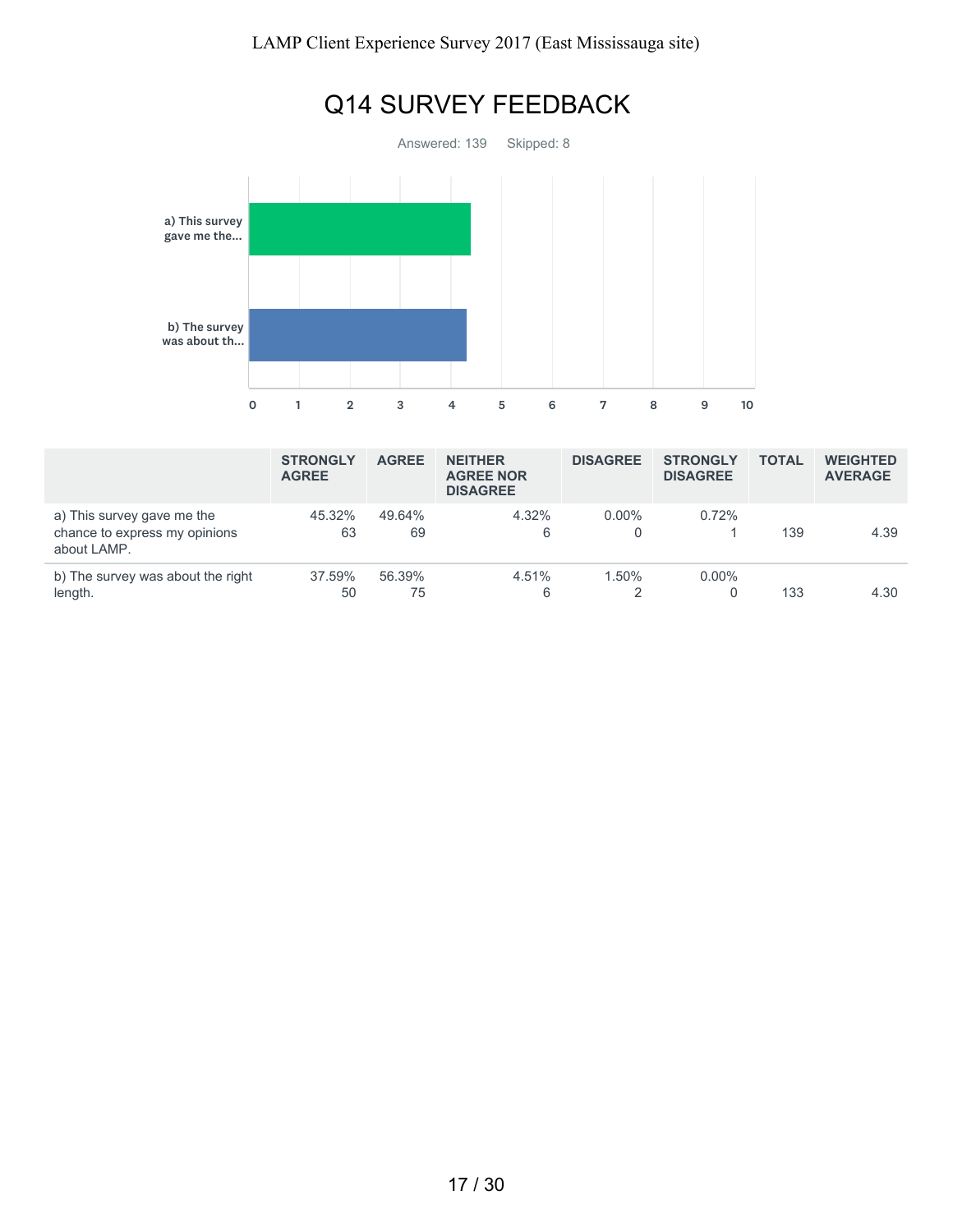# Q14 SURVEY FEEDBACK

Answered: 139 Skipped: 8

| | STRONGLY AGREE | AGREE | NEITHER AGREE NOR DISAGREE | DISAGREE | STRONGLY DISAGREE | TOTAL | WEIGHTED AVERAGE |
|---|---|---|---|---|---|---|---|
| a) This survey gave me the chance to express my opinions about LAMP. | 45.32% 63 | 49.64% 69 | 4.32% 6 | 0.00% 0 | 0.72% 1 | 139 | 4.39 |
| b) The survey was about the right length. | 37.59% 50 | 56.39% 75 | 4.51% 6 | 1.50% 2 | 0.00% 0 | 133 | 4.30 |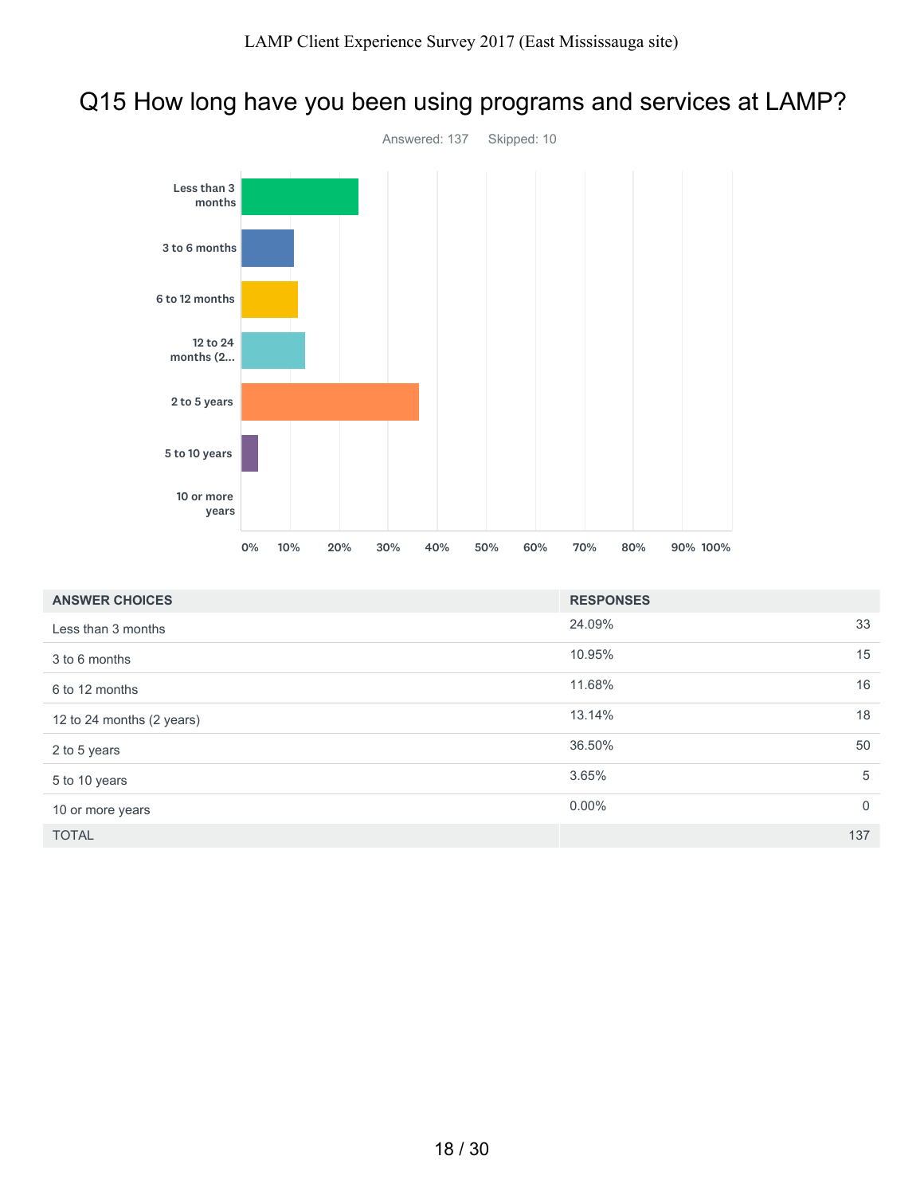# Q15 How long have you been using programs and services at LAMP?

Answered: 137 Skipped: 10

| ANSWER CHOICES | RESPONSES | |
|---|---|---|
| Less than 3 months | 24.09% | 33 |
| 3 to 6 months | 10.95% | 15 |
| 6 to 12 months | 11.68% | 16 |
| 12 to 24 months (2 years) | 13.14% | 18 |
| 2 to 5 years | 36.50% | 50 |
| 5 to 10 years | 3.65% | 5 |
| 10 or more years | 0.00% | 0 |
| TOTAL | | 137 |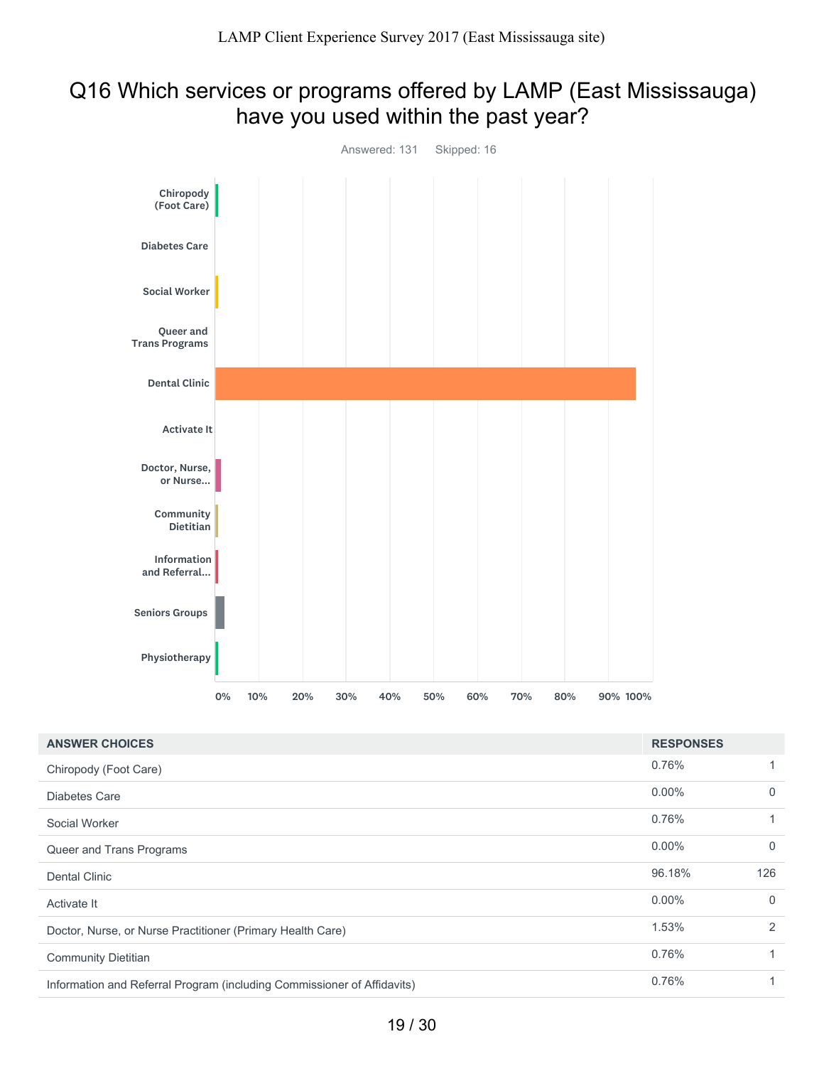# Q16 Which services or programs offered by LAMP (East Mississauga) have you used within the past year?

Answered: 131 Skipped: 16

| ANSWER CHOICES | RESPONSES | |
|---|---|---|
| Chiropody (Foot Care) | 0.76% | 1 |
| Diabetes Care | 0.00% | 0 |
| Social Worker | 0.76% | 1 |
| Queer and Trans Programs | 0.00% | 0 |
| Dental Clinic | 96.18% | 126 |
| Activate It | 0.00% | 0 |
| Doctor, Nurse, or Nurse Practitioner (Primary Health Care) | 1.53% | 2 |
| Community Dietitian | 0.76% | 1 |
| Information and Referral Program (including Commissioner of Affidavits) | 0.76% | 1 |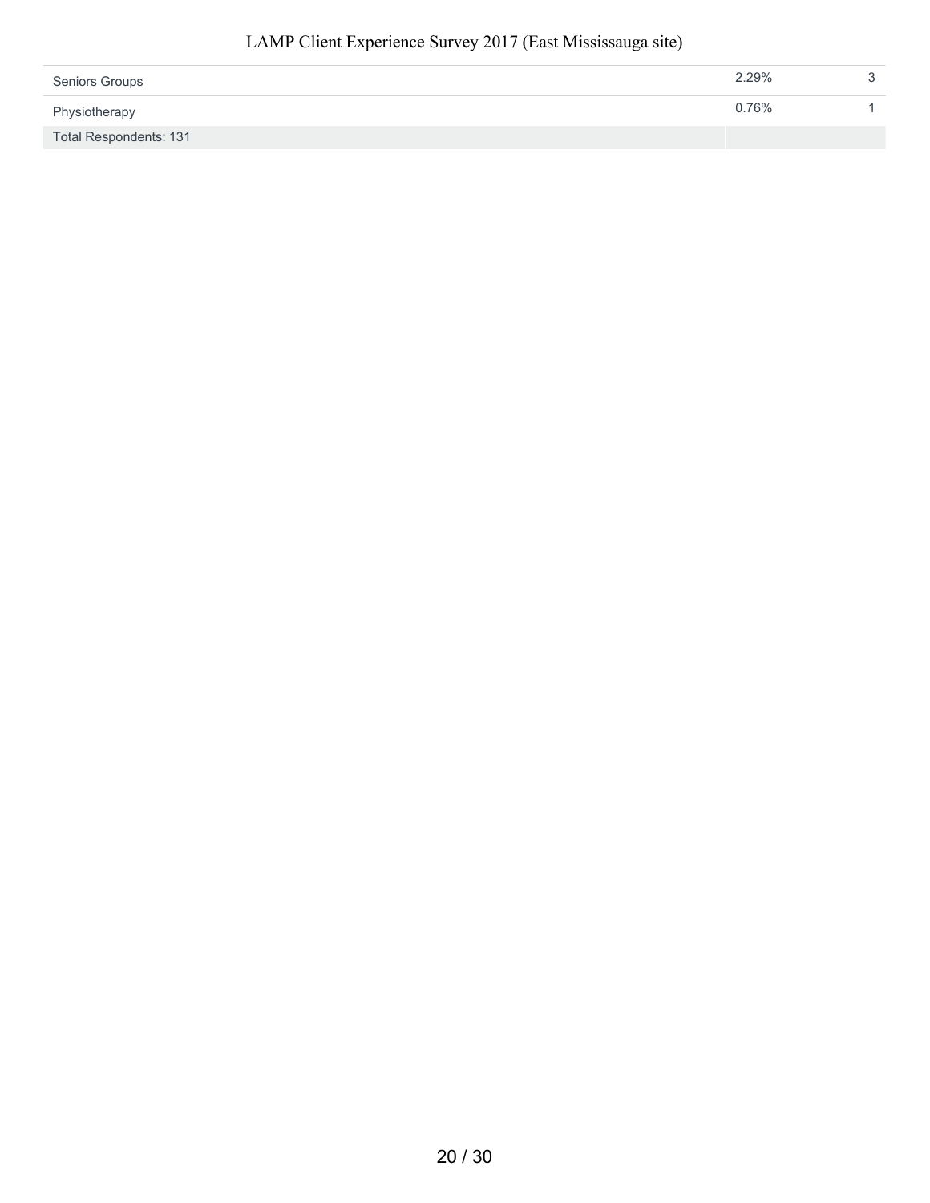| | | |
|---|---|---|
| Seniors Groups | 2.29% | 3 |
| Physiotherapy | 0.76% | 1 |
| Total Respondents: 131 | | |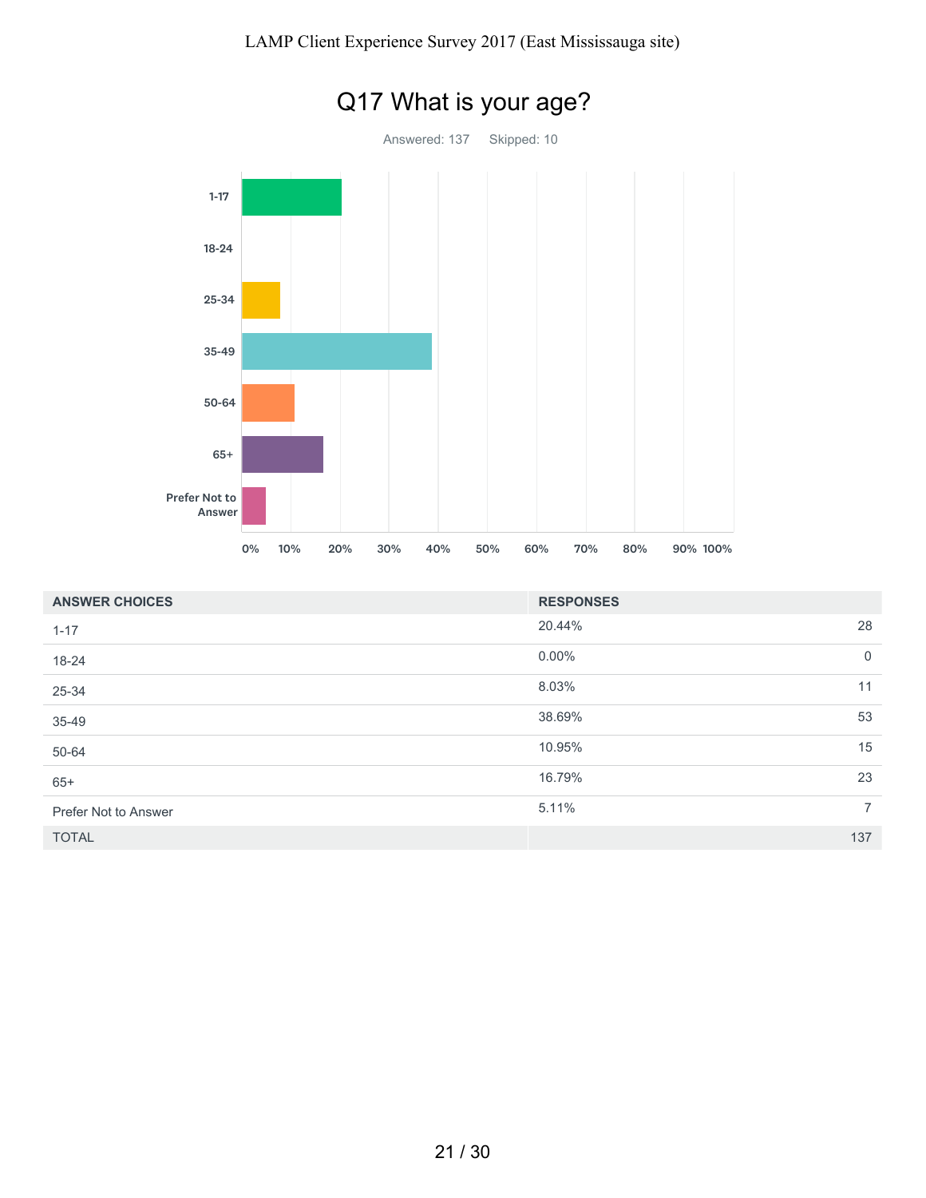# Q17 What is your age?

Answered: 137 Skipped: 10

| ANSWER CHOICES | RESPONSES | |
|---|---|---|
| 1-17 | 20.44% | 28 |
| 18-24 | 0.00% | 0 |
| 25-34 | 8.03% | 11 |
| 35-49 | 38.69% | 53 |
| 50-64 | 10.95% | 15 |
| 65+ | 16.79% | 23 |
| Prefer Not to Answer | 5.11% | 7 |
| TOTAL | | 137 |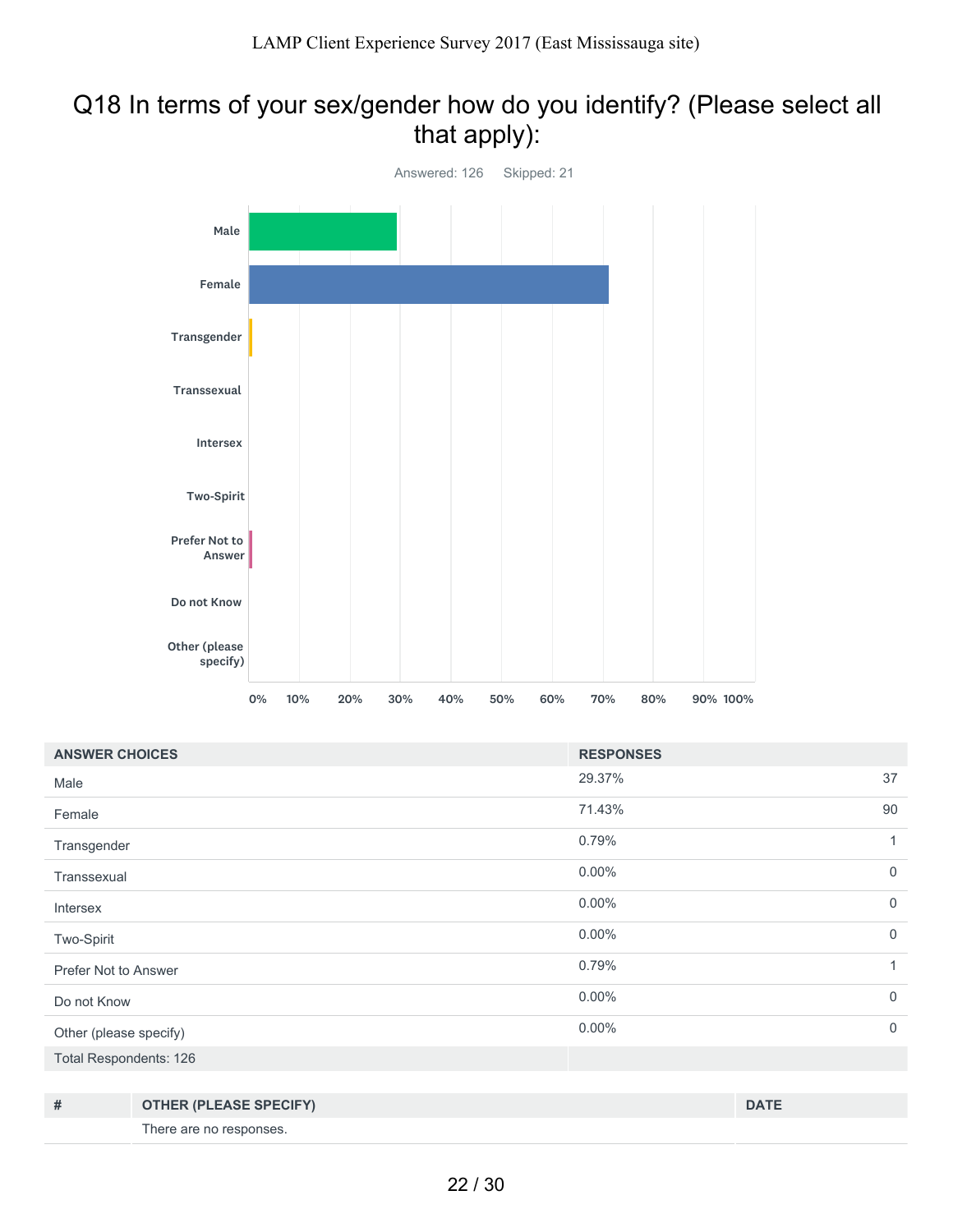## Q18 In terms of your sex/gender how do you identify? (Please select all that apply):

Answered: 126 Skipped: 21

| ANSWER CHOICES | RESPONSES | |
|---|---|---|
| Male | 29.37% | 37 |
| Female | 71.43% | 90 |
| Transgender | 0.79% | 1 |
| Transsexual | 0.00% | 0 |
| Intersex | 0.00% | 0 |
| Two-Spirit | 0.00% | 0 |
| Prefer Not to Answer | 0.79% | 1 |
| Do not Know | 0.00% | 0 |
| Other (please specify) | 0.00% | 0 |
| Total Respondents: 126 | | |

| # | OTHER (PLEASE SPECIFY) | DATE |
|---|---|---|
| | There are no responses. | |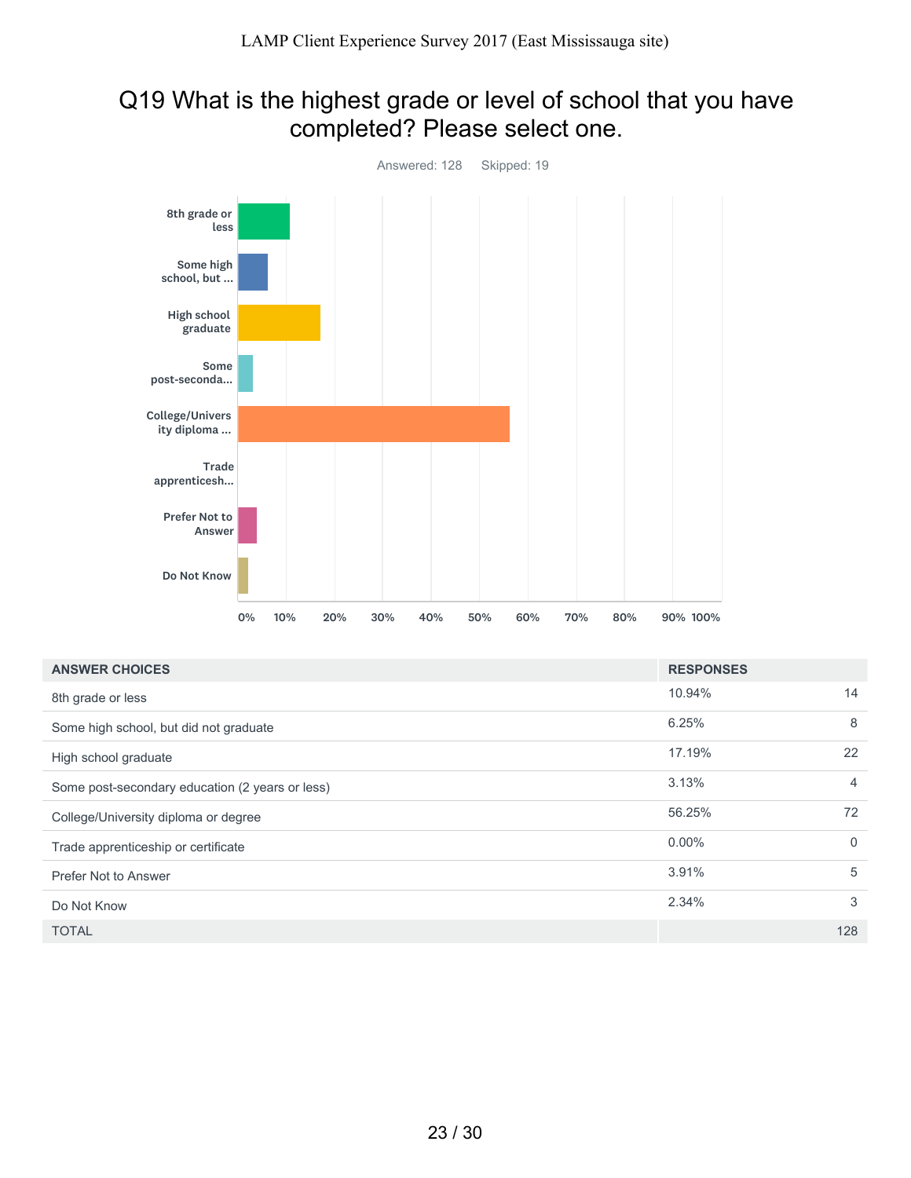# Q19 What is the highest grade or level of school that you have completed? Please select one.

Answered: 128 Skipped: 19

| ANSWER CHOICES | RESPONSES | |
|---|---|---|
| 8th grade or less | 10.94% | 14 |
| Some high school, but did not graduate | 6.25% | 8 |
| High school graduate | 17.19% | 22 |
| Some post-secondary education (2 years or less) | 3.13% | 4 |
| College/University diploma or degree | 56.25% | 72 |
| Trade apprenticeship or certificate | 0.00% | 0 |
| Prefer Not to Answer | 3.91% | 5 |
| Do Not Know | 2.34% | 3 |
| TOTAL | | 128 |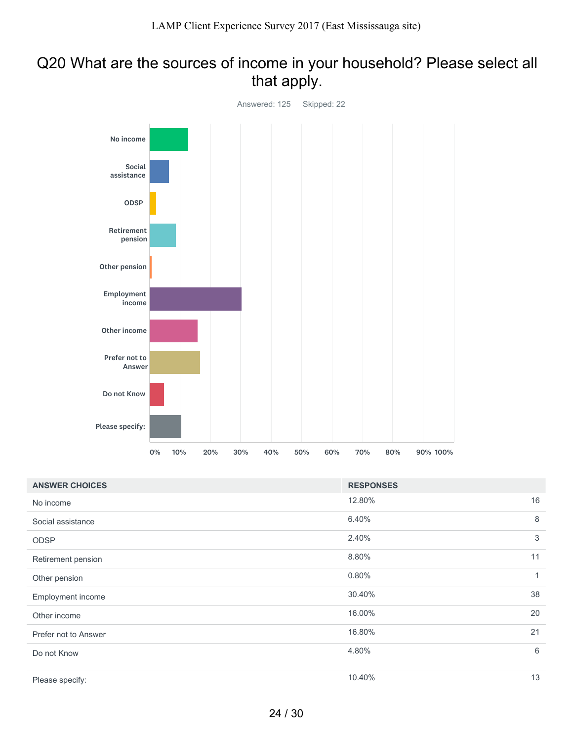# Q20 What are the sources of income in your household? Please select all that apply.

Answered: 125 Skipped: 22

| ANSWER CHOICES | RESPONSES | |
|---|---|---|
| No income | 12.80% | 16 |
| Social assistance | 6.40% | 8 |
| ODSP | 2.40% | 3 |
| Retirement pension | 8.80% | 11 |
| Other pension | 0.80% | 1 |
| Employment income | 30.40% | 38 |
| Other income | 16.00% | 20 |
| Prefer not to Answer | 16.80% | 21 |
| Do not Know | 4.80% | 6 |
| Please specify: | 10.40% | 13 |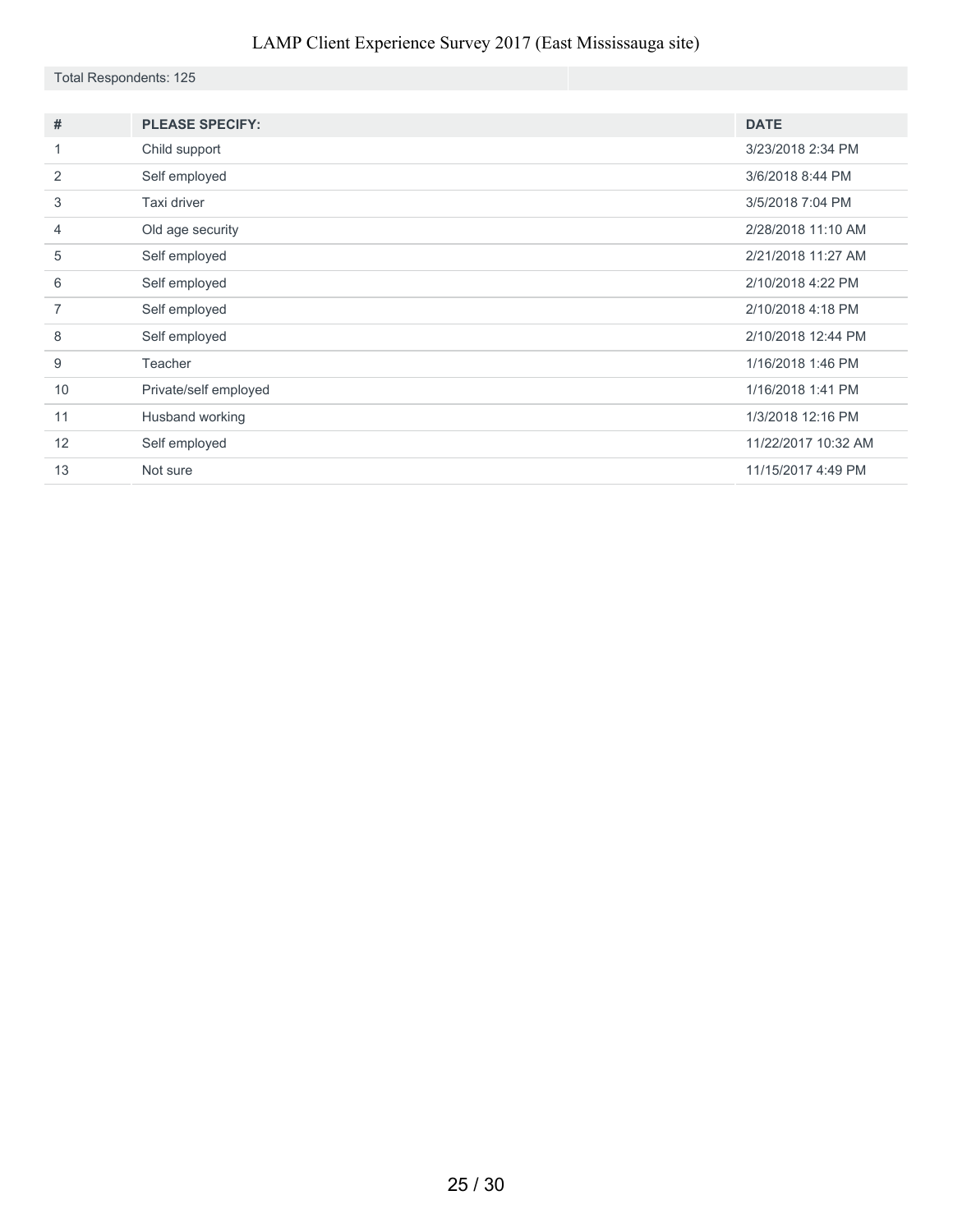Total Respondents: 125

| # | PLEASE SPECIFY: | DATE |
| --- | --- | --- |
| 1 | Child support | 3/23/2018 2:34 PM |
| 2 | Self employed | 3/6/2018 8:44 PM |
| 3 | Taxi driver | 3/5/2018 7:04 PM |
| 4 | Old age security | 2/28/2018 11:10 AM |
| 5 | Self employed | 2/21/2018 11:27 AM |
| 6 | Self employed | 2/10/2018 4:22 PM |
| 7 | Self employed | 2/10/2018 4:18 PM |
| 8 | Self employed | 2/10/2018 12:44 PM |
| 9 | Teacher | 1/16/2018 1:46 PM |
| 10 | Private/self employed | 1/16/2018 1:41 PM |
| 11 | Husband working | 1/3/2018 12:16 PM |
| 12 | Self employed | 11/22/2017 10:32 AM |
| 13 | Not sure | 11/15/2017 4:49 PM |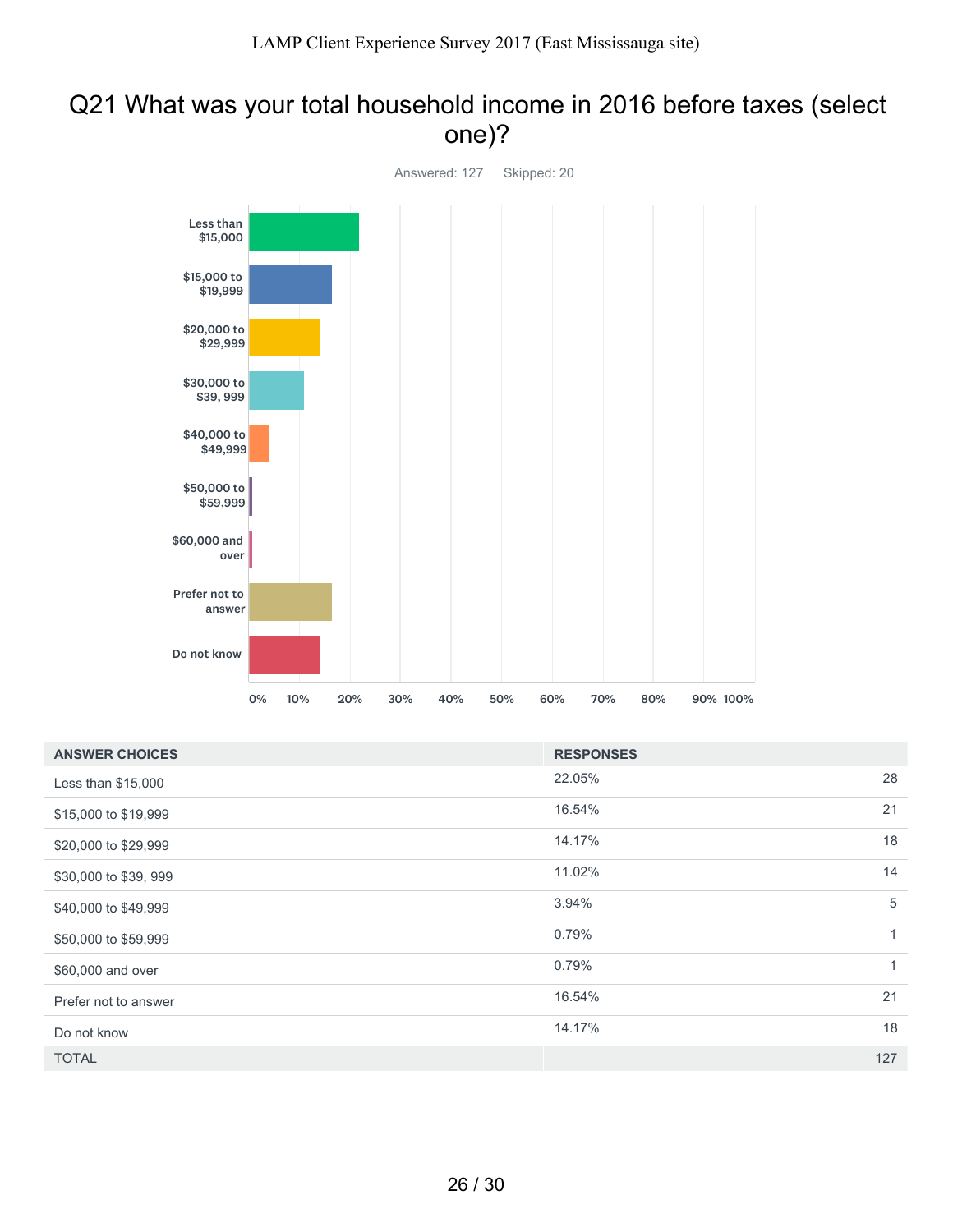# Q21 What was your total household income in 2016 before taxes (select one)?

Answered: 127 Skipped: 20

| ANSWER CHOICES | RESPONSES | |
|---|---|---|
| Less than $15,000 | 22.05% | 28 |
| $15,000 to $19,999 | 16.54% | 21 |
| $20,000 to $29,999 | 14.17% | 18 |
| $30,000 to $39, 999 | 11.02% | 14 |
| $40,000 to $49,999 | 3.94% | 5 |
| $50,000 to $59,999 | 0.79% | 1 |
| $60,000 and over | 0.79% | 1 |
| Prefer not to answer | 16.54% | 21 |
| Do not know | 14.17% | 18 |
| TOTAL | | 127 |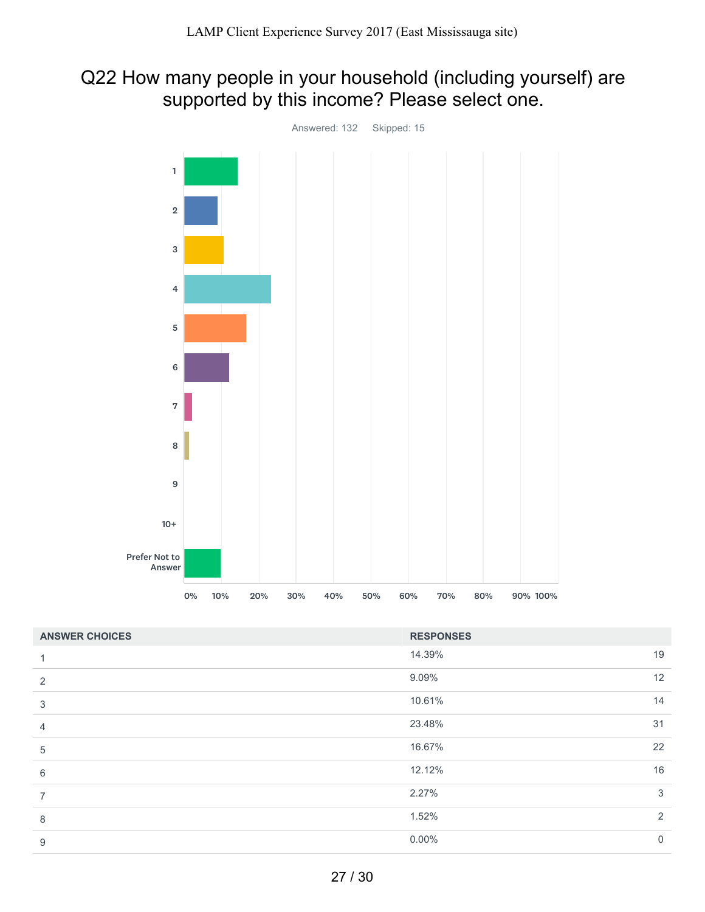# Q22 How many people in your household (including yourself) are supported by this income? Please select one.

Answered: 132 Skipped: 15

| ANSWER CHOICES | RESPONSES | |
|---|---|---|
| 1 | 14.39% | 19 |
| 2 | 9.09% | 12 |
| 3 | 10.61% | 14 |
| 4 | 23.48% | 31 |
| 5 | 16.67% | 22 |
| 6 | 12.12% | 16 |
| 7 | 2.27% | 3 |
| 8 | 1.52% | 2 |
| 9 | 0.00% | 0 |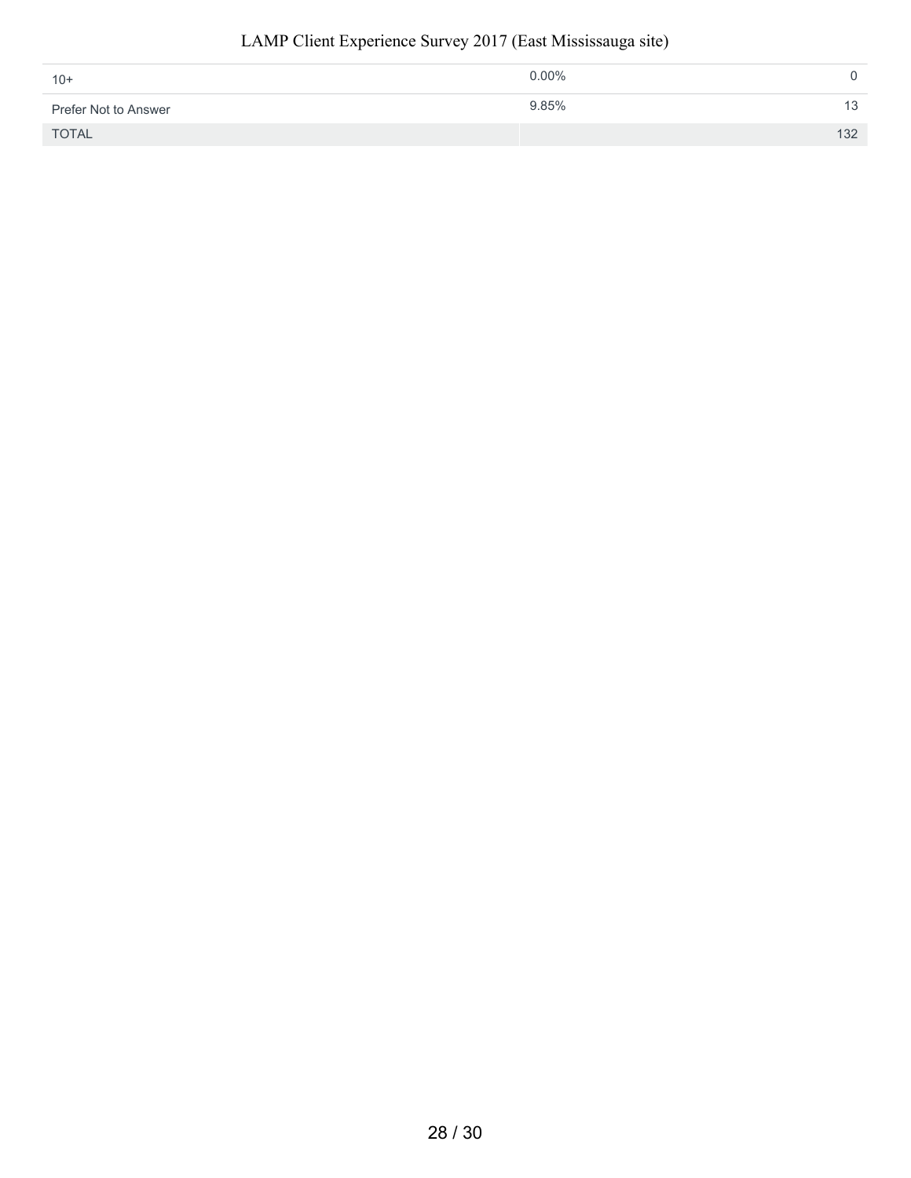| | | |
|---|---|---|
| 10+ | 0.00% | 0 |
| Prefer Not to Answer | 9.85% | 13 |
| TOTAL | | 132 |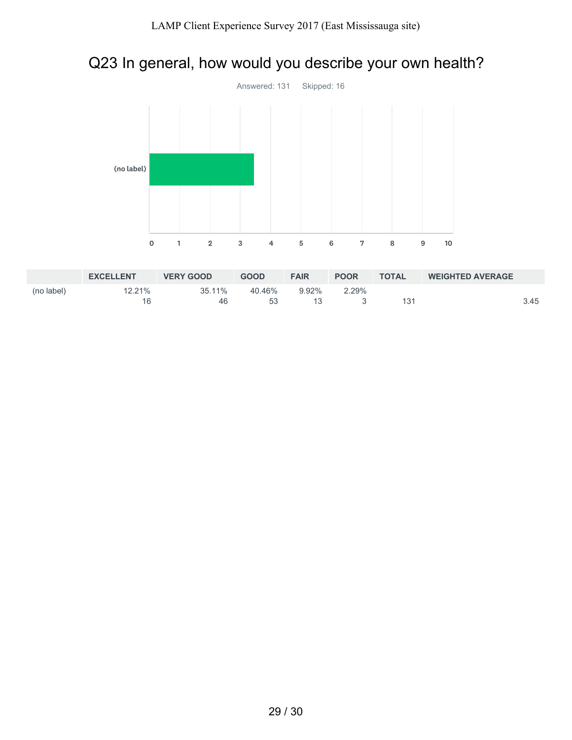# Q23 In general, how would you describe your own health?

Answered: 131 Skipped: 16

(no label)

0 1 2 3 4 5 6 7 8 9 10

| | EXCELLENT | VERY GOOD | GOOD | FAIR | POOR | TOTAL | WEIGHTED AVERAGE |
|---|---|---|---|---|---|---|---|
| (no label) | 12.21%<br>16 | 35.11%<br>46 | 40.46%<br>53 | 9.92%<br>13 | 2.29%<br>3 | 131 | 3.45 |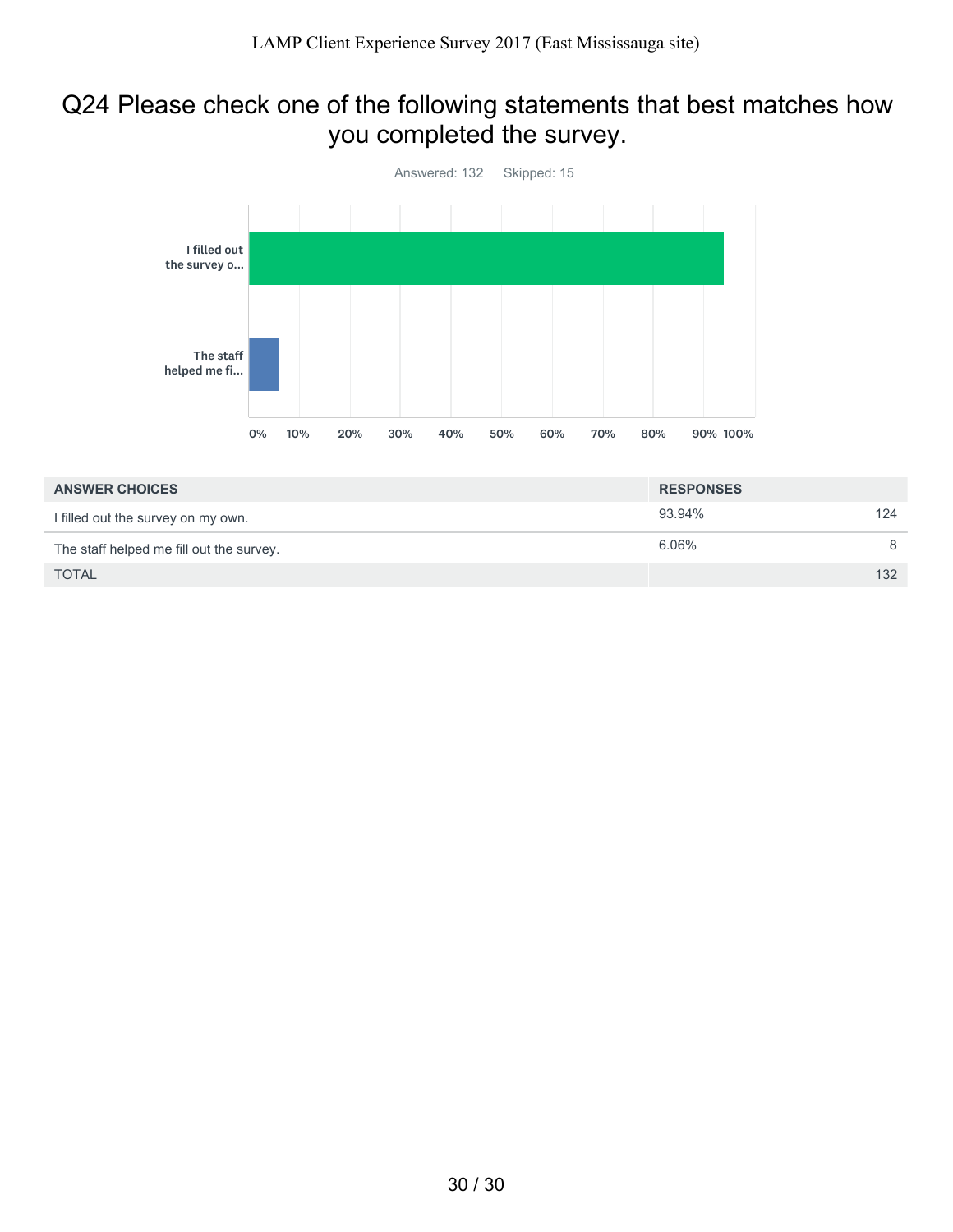# Q24 Please check one of the following statements that best matches how you completed the survey.

Answered: 132 Skipped: 15

I filled out the survey o...

The staff helped me fi...

0% 10% 20% 30% 40% 50% 60% 70% 80% 90% 100%

| ANSWER CHOICES | RESPONSES | |
|---|---|---|
| I filled out the survey on my own. | 93.94% | 124 |
| The staff helped me fill out the survey. | 6.06% | 8 |
| TOTAL | | 132 |